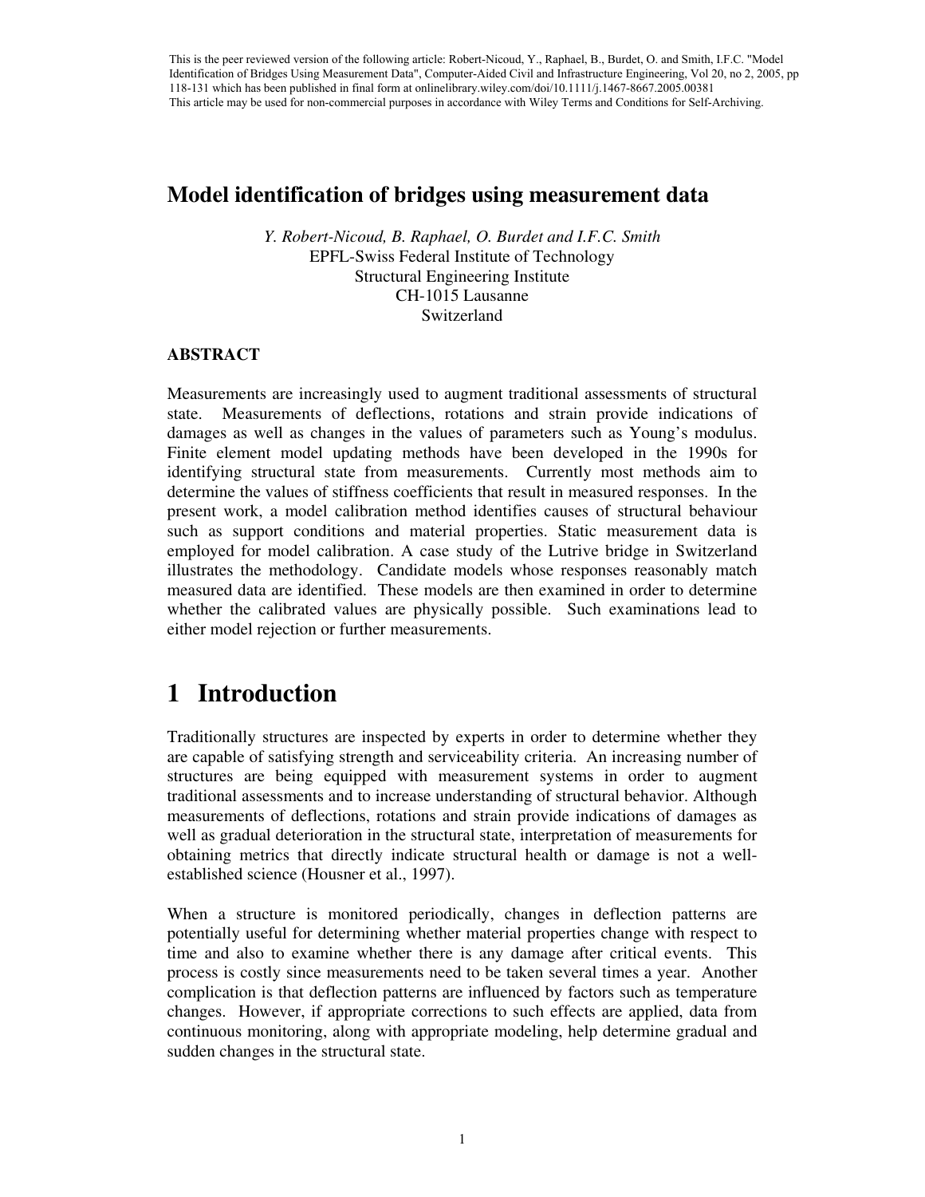This is the peer reviewed version of the following article: Robert-Nicoud, Y., Raphael, B., Burdet, O. and Smith, I.F.C. "Model Identification of Bridges Using Measurement Data", Computer-Aided Civil and Infrastructure Engineering, Vol 20, no 2, 2005, pp 118-131 which has been published in final form at onlinelibrary.wiley.com/doi/10.1111/j.1467-8667.2005.00381
This article may be used for non-commercial purposes in accordance with Wiley Terms and Conditions for Self-Archiving.

# Model identification of bridges using measurement data

*Y. Robert-Nicoud, B. Raphael, O. Burdet and I.F.C. Smith*
EPFL-Swiss Federal Institute of Technology
Structural Engineering Institute
CH-1015 Lausanne
Switzerland

**ABSTRACT**

Measurements are increasingly used to augment traditional assessments of structural state. Measurements of deflections, rotations and strain provide indications of damages as well as changes in the values of parameters such as Young's modulus. Finite element model updating methods have been developed in the 1990s for identifying structural state from measurements. Currently most methods aim to determine the values of stiffness coefficients that result in measured responses. In the present work, a model calibration method identifies causes of structural behaviour such as support conditions and material properties. Static measurement data is employed for model calibration. A case study of the Lutrive bridge in Switzerland illustrates the methodology. Candidate models whose responses reasonably match measured data are identified. These models are then examined in order to determine whether the calibrated values are physically possible. Such examinations lead to either model rejection or further measurements.

# 1 Introduction

Traditionally structures are inspected by experts in order to determine whether they are capable of satisfying strength and serviceability criteria. An increasing number of structures are being equipped with measurement systems in order to augment traditional assessments and to increase understanding of structural behavior. Although measurements of deflections, rotations and strain provide indications of damages as well as gradual deterioration in the structural state, interpretation of measurements for obtaining metrics that directly indicate structural health or damage is not a well-established science (Housner et al., 1997).

When a structure is monitored periodically, changes in deflection patterns are potentially useful for determining whether material properties change with respect to time and also to examine whether there is any damage after critical events. This process is costly since measurements need to be taken several times a year. Another complication is that deflection patterns are influenced by factors such as temperature changes. However, if appropriate corrections to such effects are applied, data from continuous monitoring, along with appropriate modeling, help determine gradual and sudden changes in the structural state.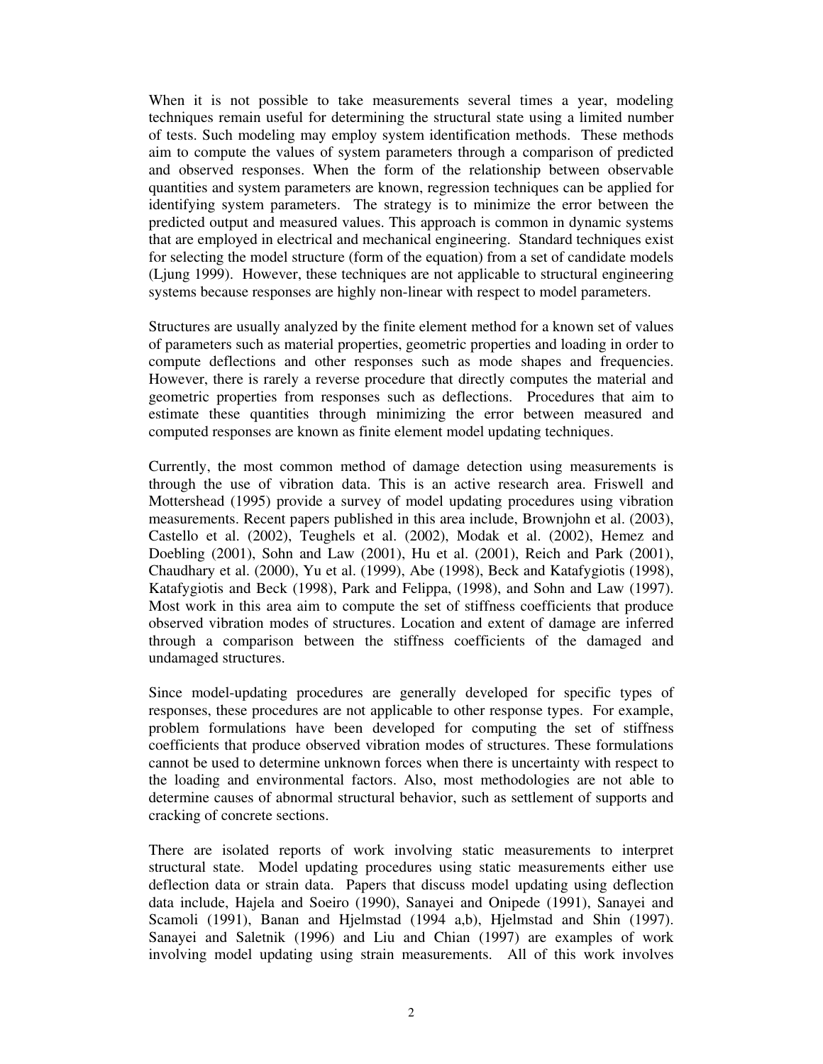When it is not possible to take measurements several times a year, modeling techniques remain useful for determining the structural state using a limited number of tests. Such modeling may employ system identification methods. These methods aim to compute the values of system parameters through a comparison of predicted and observed responses. When the form of the relationship between observable quantities and system parameters are known, regression techniques can be applied for identifying system parameters. The strategy is to minimize the error between the predicted output and measured values. This approach is common in dynamic systems that are employed in electrical and mechanical engineering. Standard techniques exist for selecting the model structure (form of the equation) from a set of candidate models (Ljung 1999). However, these techniques are not applicable to structural engineering systems because responses are highly non-linear with respect to model parameters.

Structures are usually analyzed by the finite element method for a known set of values of parameters such as material properties, geometric properties and loading in order to compute deflections and other responses such as mode shapes and frequencies. However, there is rarely a reverse procedure that directly computes the material and geometric properties from responses such as deflections. Procedures that aim to estimate these quantities through minimizing the error between measured and computed responses are known as finite element model updating techniques.

Currently, the most common method of damage detection using measurements is through the use of vibration data. This is an active research area. Friswell and Mottershead (1995) provide a survey of model updating procedures using vibration measurements. Recent papers published in this area include, Brownjohn et al. (2003), Castello et al. (2002), Teughels et al. (2002), Modak et al. (2002), Hemez and Doebling (2001), Sohn and Law (2001), Hu et al. (2001), Reich and Park (2001), Chaudhary et al. (2000), Yu et al. (1999), Abe (1998), Beck and Katafygiotis (1998), Katafygiotis and Beck (1998), Park and Felippa, (1998), and Sohn and Law (1997). Most work in this area aim to compute the set of stiffness coefficients that produce observed vibration modes of structures. Location and extent of damage are inferred through a comparison between the stiffness coefficients of the damaged and undamaged structures.

Since model-updating procedures are generally developed for specific types of responses, these procedures are not applicable to other response types. For example, problem formulations have been developed for computing the set of stiffness coefficients that produce observed vibration modes of structures. These formulations cannot be used to determine unknown forces when there is uncertainty with respect to the loading and environmental factors. Also, most methodologies are not able to determine causes of abnormal structural behavior, such as settlement of supports and cracking of concrete sections.

There are isolated reports of work involving static measurements to interpret structural state. Model updating procedures using static measurements either use deflection data or strain data. Papers that discuss model updating using deflection data include, Hajela and Soeiro (1990), Sanayei and Onipede (1991), Sanayei and Scamoli (1991), Banan and Hjelmstad (1994 a,b), Hjelmstad and Shin (1997). Sanayei and Saletnik (1996) and Liu and Chian (1997) are examples of work involving model updating using strain measurements. All of this work involves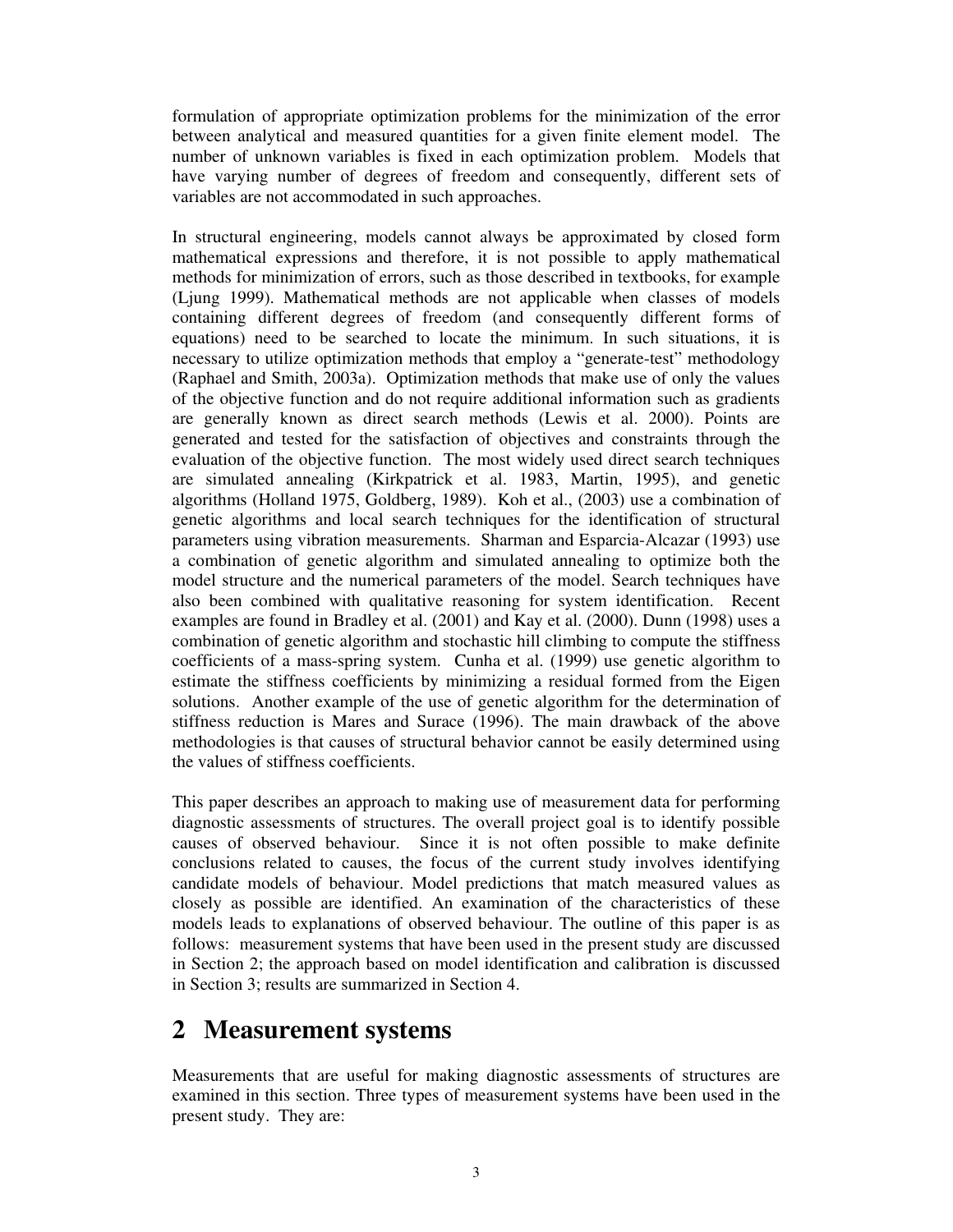formulation of appropriate optimization problems for the minimization of the error between analytical and measured quantities for a given finite element model. The number of unknown variables is fixed in each optimization problem. Models that have varying number of degrees of freedom and consequently, different sets of variables are not accommodated in such approaches.

In structural engineering, models cannot always be approximated by closed form mathematical expressions and therefore, it is not possible to apply mathematical methods for minimization of errors, such as those described in textbooks, for example (Ljung 1999). Mathematical methods are not applicable when classes of models containing different degrees of freedom (and consequently different forms of equations) need to be searched to locate the minimum. In such situations, it is necessary to utilize optimization methods that employ a "generate-test" methodology (Raphael and Smith, 2003a). Optimization methods that make use of only the values of the objective function and do not require additional information such as gradients are generally known as direct search methods (Lewis et al. 2000). Points are generated and tested for the satisfaction of objectives and constraints through the evaluation of the objective function. The most widely used direct search techniques are simulated annealing (Kirkpatrick et al. 1983, Martin, 1995), and genetic algorithms (Holland 1975, Goldberg, 1989). Koh et al., (2003) use a combination of genetic algorithms and local search techniques for the identification of structural parameters using vibration measurements. Sharman and Esparcia-Alcazar (1993) use a combination of genetic algorithm and simulated annealing to optimize both the model structure and the numerical parameters of the model. Search techniques have also been combined with qualitative reasoning for system identification. Recent examples are found in Bradley et al. (2001) and Kay et al. (2000). Dunn (1998) uses a combination of genetic algorithm and stochastic hill climbing to compute the stiffness coefficients of a mass-spring system. Cunha et al. (1999) use genetic algorithm to estimate the stiffness coefficients by minimizing a residual formed from the Eigen solutions. Another example of the use of genetic algorithm for the determination of stiffness reduction is Mares and Surace (1996). The main drawback of the above methodologies is that causes of structural behavior cannot be easily determined using the values of stiffness coefficients.

This paper describes an approach to making use of measurement data for performing diagnostic assessments of structures. The overall project goal is to identify possible causes of observed behaviour. Since it is not often possible to make definite conclusions related to causes, the focus of the current study involves identifying candidate models of behaviour. Model predictions that match measured values as closely as possible are identified. An examination of the characteristics of these models leads to explanations of observed behaviour. The outline of this paper is as follows: measurement systems that have been used in the present study are discussed in Section 2; the approach based on model identification and calibration is discussed in Section 3; results are summarized in Section 4.

# 2 Measurement systems

Measurements that are useful for making diagnostic assessments of structures are examined in this section. Three types of measurement systems have been used in the present study. They are: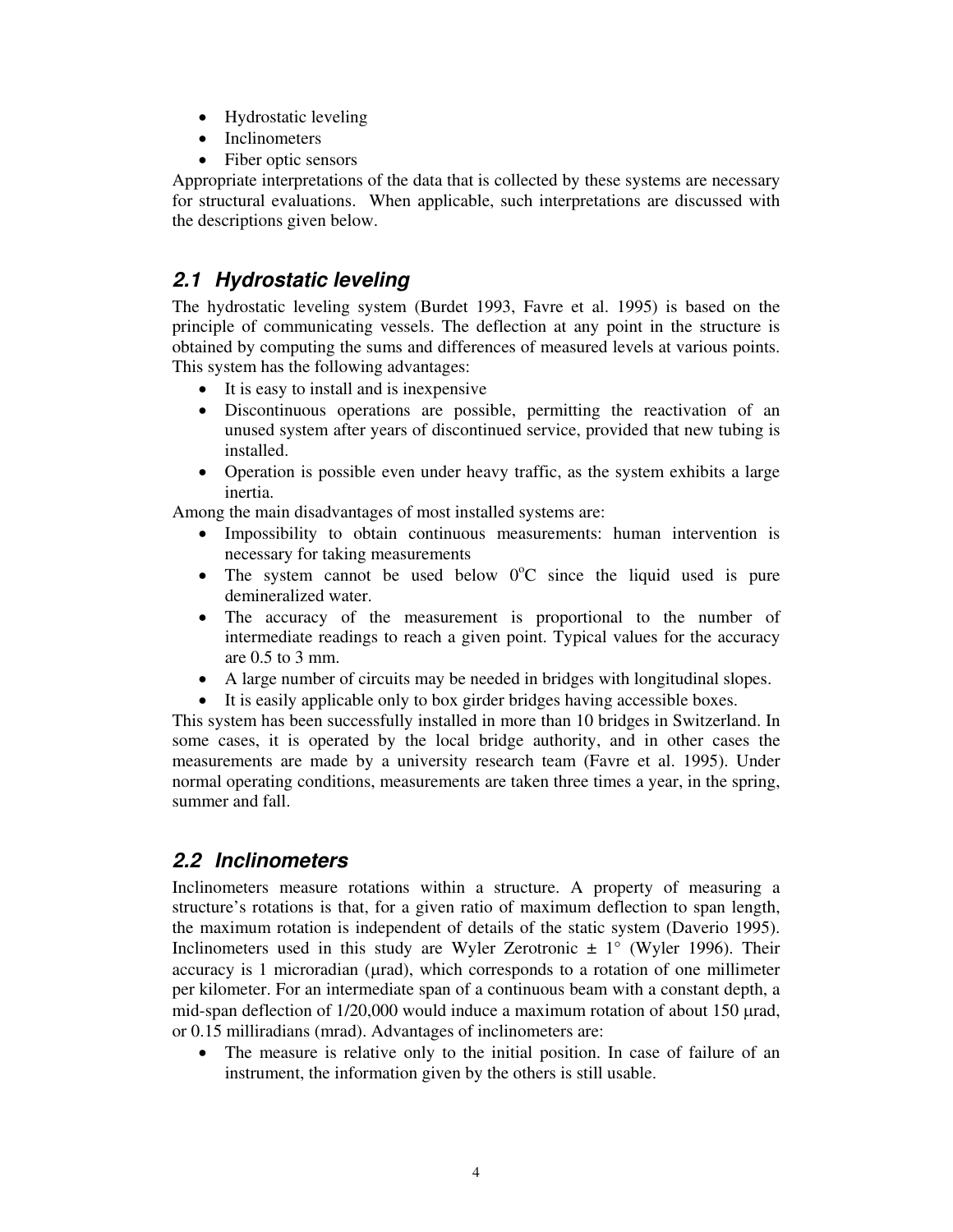- Hydrostatic leveling
- Inclinometers
- Fiber optic sensors

Appropriate interpretations of the data that is collected by these systems are necessary for structural evaluations. When applicable, such interpretations are discussed with the descriptions given below.

## 2.1 Hydrostatic leveling

The hydrostatic leveling system (Burdet 1993, Favre et al. 1995) is based on the principle of communicating vessels. The deflection at any point in the structure is obtained by computing the sums and differences of measured levels at various points. This system has the following advantages:

- It is easy to install and is inexpensive
- Discontinuous operations are possible, permitting the reactivation of an unused system after years of discontinued service, provided that new tubing is installed.
- Operation is possible even under heavy traffic, as the system exhibits a large inertia.

Among the main disadvantages of most installed systems are:

- Impossibility to obtain continuous measurements: human intervention is necessary for taking measurements
- The system cannot be used below $0^{o}$C since the liquid used is pure demineralized water.
- The accuracy of the measurement is proportional to the number of intermediate readings to reach a given point. Typical values for the accuracy are 0.5 to 3 mm.
- A large number of circuits may be needed in bridges with longitudinal slopes.
- It is easily applicable only to box girder bridges having accessible boxes.

This system has been successfully installed in more than 10 bridges in Switzerland. In some cases, it is operated by the local bridge authority, and in other cases the measurements are made by a university research team (Favre et al. 1995). Under normal operating conditions, measurements are taken three times a year, in the spring, summer and fall.

## 2.2 Inclinometers

Inclinometers measure rotations within a structure. A property of measuring a structure's rotations is that, for a given ratio of maximum deflection to span length, the maximum rotation is independent of details of the static system (Daverio 1995). Inclinometers used in this study are Wyler Zerotronic ± 1° (Wyler 1996). Their accuracy is 1 microradian (µrad), which corresponds to a rotation of one millimeter per kilometer. For an intermediate span of a continuous beam with a constant depth, a mid-span deflection of 1/20,000 would induce a maximum rotation of about 150 µrad, or 0.15 milliradians (mrad). Advantages of inclinometers are:

- The measure is relative only to the initial position. In case of failure of an instrument, the information given by the others is still usable.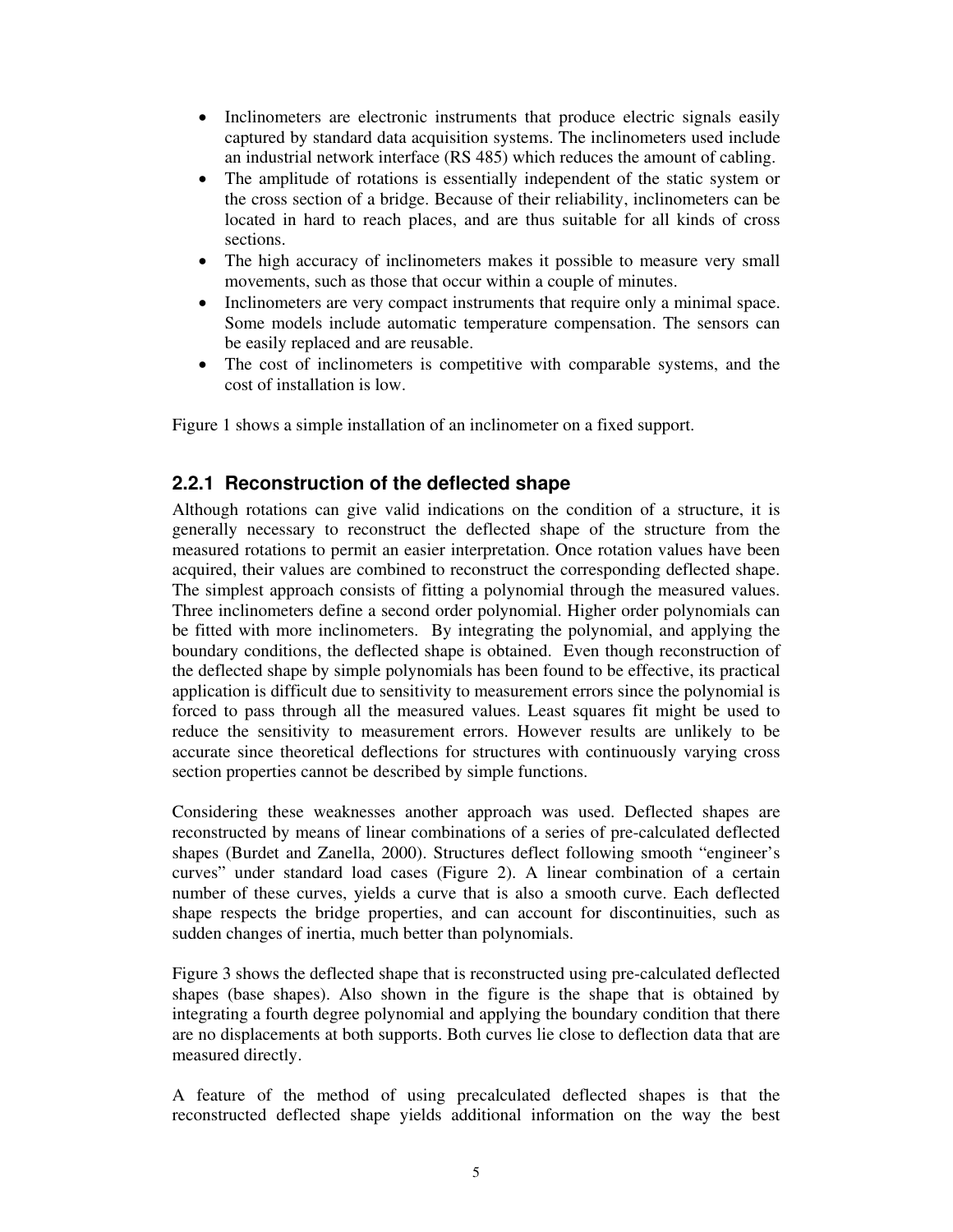- Inclinometers are electronic instruments that produce electric signals easily captured by standard data acquisition systems. The inclinometers used include an industrial network interface (RS 485) which reduces the amount of cabling.
- The amplitude of rotations is essentially independent of the static system or the cross section of a bridge. Because of their reliability, inclinometers can be located in hard to reach places, and are thus suitable for all kinds of cross sections.
- The high accuracy of inclinometers makes it possible to measure very small movements, such as those that occur within a couple of minutes.
- Inclinometers are very compact instruments that require only a minimal space. Some models include automatic temperature compensation. The sensors can be easily replaced and are reusable.
- The cost of inclinometers is competitive with comparable systems, and the cost of installation is low.

Figure 1 shows a simple installation of an inclinometer on a fixed support.

### 2.2.1 Reconstruction of the deflected shape

Although rotations can give valid indications on the condition of a structure, it is generally necessary to reconstruct the deflected shape of the structure from the measured rotations to permit an easier interpretation. Once rotation values have been acquired, their values are combined to reconstruct the corresponding deflected shape. The simplest approach consists of fitting a polynomial through the measured values. Three inclinometers define a second order polynomial. Higher order polynomials can be fitted with more inclinometers. By integrating the polynomial, and applying the boundary conditions, the deflected shape is obtained. Even though reconstruction of the deflected shape by simple polynomials has been found to be effective, its practical application is difficult due to sensitivity to measurement errors since the polynomial is forced to pass through all the measured values. Least squares fit might be used to reduce the sensitivity to measurement errors. However results are unlikely to be accurate since theoretical deflections for structures with continuously varying cross section properties cannot be described by simple functions.

Considering these weaknesses another approach was used. Deflected shapes are reconstructed by means of linear combinations of a series of pre-calculated deflected shapes (Burdet and Zanella, 2000). Structures deflect following smooth "engineer's curves" under standard load cases (Figure 2). A linear combination of a certain number of these curves, yields a curve that is also a smooth curve. Each deflected shape respects the bridge properties, and can account for discontinuities, such as sudden changes of inertia, much better than polynomials.

Figure 3 shows the deflected shape that is reconstructed using pre-calculated deflected shapes (base shapes). Also shown in the figure is the shape that is obtained by integrating a fourth degree polynomial and applying the boundary condition that there are no displacements at both supports. Both curves lie close to deflection data that are measured directly.

A feature of the method of using precalculated deflected shapes is that the reconstructed deflected shape yields additional information on the way the best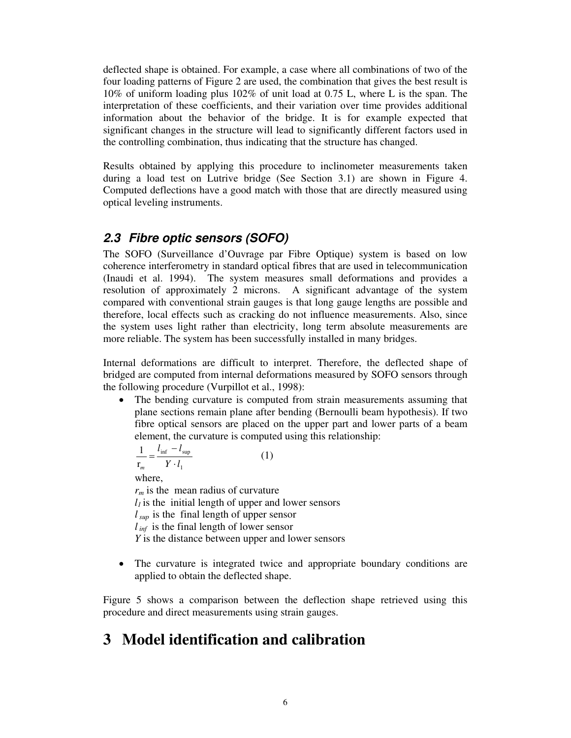deflected shape is obtained. For example, a case where all combinations of two of the four loading patterns of Figure 2 are used, the combination that gives the best result is 10% of uniform loading plus 102% of unit load at 0.75 L, where L is the span. The interpretation of these coefficients, and their variation over time provides additional information about the behavior of the bridge. It is for example expected that significant changes in the structure will lead to significantly different factors used in the controlling combination, thus indicating that the structure has changed.

Results obtained by applying this procedure to inclinometer measurements taken during a load test on Lutrive bridge (See Section 3.1) are shown in Figure 4. Computed deflections have a good match with those that are directly measured using optical leveling instruments.

### *2.3 Fibre optic sensors (SOFO)*

The SOFO (Surveillance d'Ouvrage par Fibre Optique) system is based on low coherence interferometry in standard optical fibres that are used in telecommunication (Inaudi et al. 1994). The system measures small deformations and provides a resolution of approximately 2 microns. A significant advantage of the system compared with conventional strain gauges is that long gauge lengths are possible and therefore, local effects such as cracking do not influence measurements. Also, since the system uses light rather than electricity, long term absolute measurements are more reliable. The system has been successfully installed in many bridges.

Internal deformations are difficult to interpret. Therefore, the deflected shape of bridged are computed from internal deformations measured by SOFO sensors through the following procedure (Vurpillot et al., 1998):

- The bending curvature is computed from strain measurements assuming that plane sections remain plane after bending (Bernoulli beam hypothesis). If two fibre optical sensors are placed on the upper part and lower parts of a beam element, the curvature is computed using this relationship:

  $$\frac{1}{r_m} = \frac{l_{inf} - l_{sup}}{Y \cdot l_1} \qquad (1)$$

  where,
  $r_m$ is the mean radius of curvature
  $l_1$ is the initial length of upper and lower sensors
  $l_{sup}$ is the final length of upper sensor
  $l_{inf}$ is the final length of lower sensor
  $Y$ is the distance between upper and lower sensors

- The curvature is integrated twice and appropriate boundary conditions are applied to obtain the deflected shape.

Figure 5 shows a comparison between the deflection shape retrieved using this procedure and direct measurements using strain gauges.

# 3 Model identification and calibration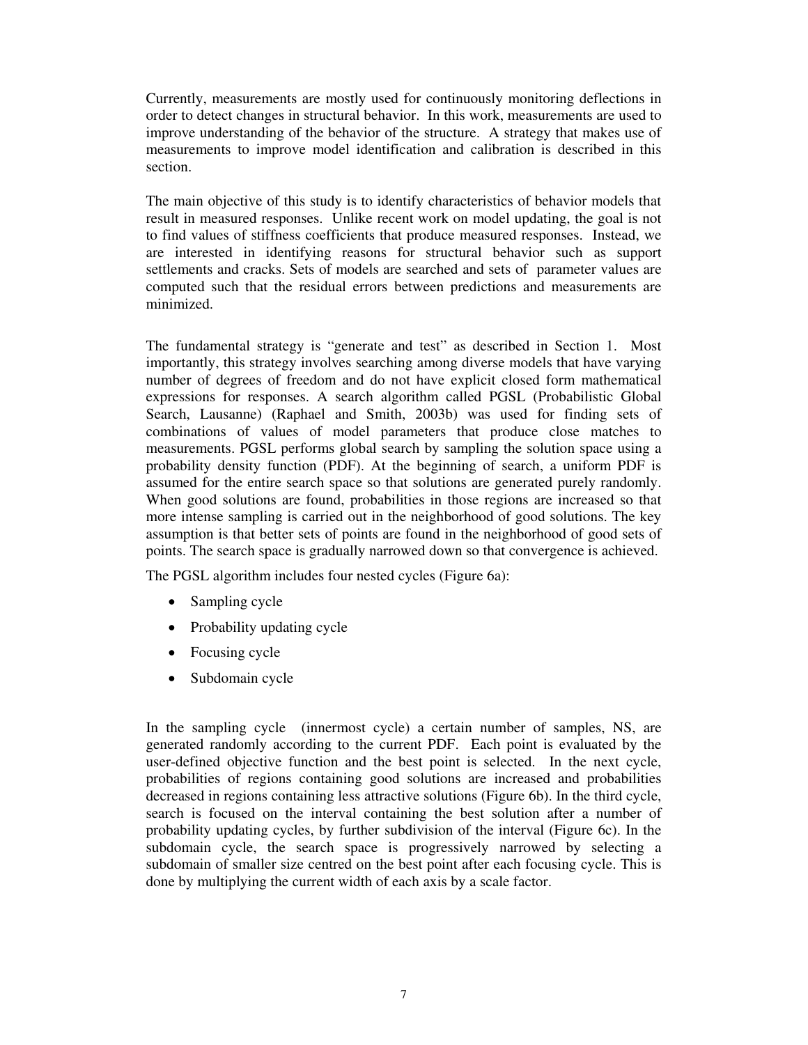Currently, measurements are mostly used for continuously monitoring deflections in order to detect changes in structural behavior. In this work, measurements are used to improve understanding of the behavior of the structure. A strategy that makes use of measurements to improve model identification and calibration is described in this section.

The main objective of this study is to identify characteristics of behavior models that result in measured responses. Unlike recent work on model updating, the goal is not to find values of stiffness coefficients that produce measured responses. Instead, we are interested in identifying reasons for structural behavior such as support settlements and cracks. Sets of models are searched and sets of parameter values are computed such that the residual errors between predictions and measurements are minimized.

The fundamental strategy is "generate and test" as described in Section 1. Most importantly, this strategy involves searching among diverse models that have varying number of degrees of freedom and do not have explicit closed form mathematical expressions for responses. A search algorithm called PGSL (Probabilistic Global Search, Lausanne) (Raphael and Smith, 2003b) was used for finding sets of combinations of values of model parameters that produce close matches to measurements. PGSL performs global search by sampling the solution space using a probability density function (PDF). At the beginning of search, a uniform PDF is assumed for the entire search space so that solutions are generated purely randomly. When good solutions are found, probabilities in those regions are increased so that more intense sampling is carried out in the neighborhood of good solutions. The key assumption is that better sets of points are found in the neighborhood of good sets of points. The search space is gradually narrowed down so that convergence is achieved.

The PGSL algorithm includes four nested cycles (Figure 6a):

- Sampling cycle
- Probability updating cycle
- Focusing cycle
- Subdomain cycle

In the sampling cycle (innermost cycle) a certain number of samples, NS, are generated randomly according to the current PDF. Each point is evaluated by the user-defined objective function and the best point is selected. In the next cycle, probabilities of regions containing good solutions are increased and probabilities decreased in regions containing less attractive solutions (Figure 6b). In the third cycle, search is focused on the interval containing the best solution after a number of probability updating cycles, by further subdivision of the interval (Figure 6c). In the subdomain cycle, the search space is progressively narrowed by selecting a subdomain of smaller size centred on the best point after each focusing cycle. This is done by multiplying the current width of each axis by a scale factor.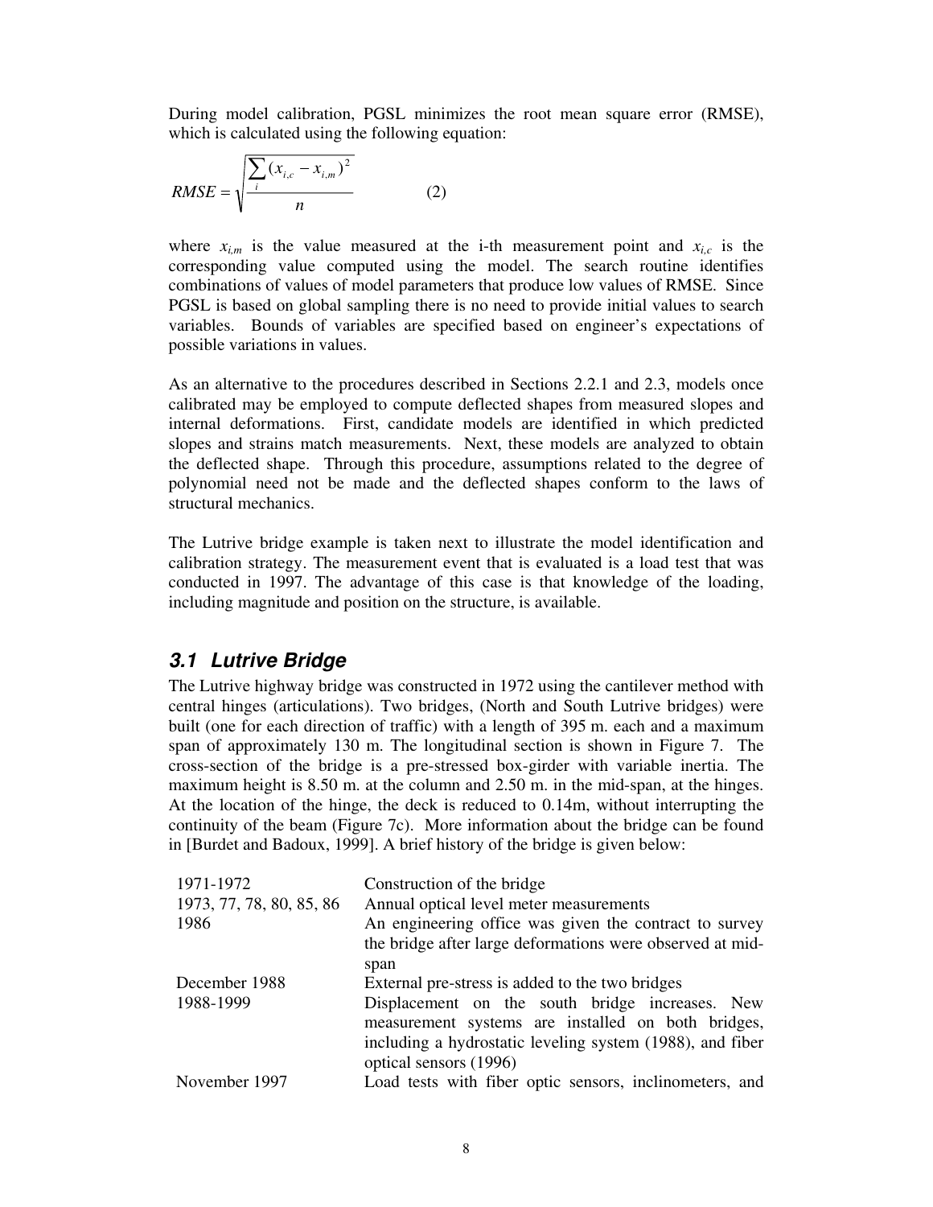During model calibration, PGSL minimizes the root mean square error (RMSE), which is calculated using the following equation:

$$RMSE = \sqrt{\frac{\sum_i (x_{i,c} - x_{i,m})^2}{n}} \qquad (2)$$

where $x_{i,m}$ is the value measured at the i-th measurement point and $x_{i,c}$ is the corresponding value computed using the model. The search routine identifies combinations of values of model parameters that produce low values of RMSE. Since PGSL is based on global sampling there is no need to provide initial values to search variables. Bounds of variables are specified based on engineer's expectations of possible variations in values.

As an alternative to the procedures described in Sections 2.2.1 and 2.3, models once calibrated may be employed to compute deflected shapes from measured slopes and internal deformations. First, candidate models are identified in which predicted slopes and strains match measurements. Next, these models are analyzed to obtain the deflected shape. Through this procedure, assumptions related to the degree of polynomial need not be made and the deflected shapes conform to the laws of structural mechanics.

The Lutrive bridge example is taken next to illustrate the model identification and calibration strategy. The measurement event that is evaluated is a load test that was conducted in 1997. The advantage of this case is that knowledge of the loading, including magnitude and position on the structure, is available.

## *3.1 Lutrive Bridge*

The Lutrive highway bridge was constructed in 1972 using the cantilever method with central hinges (articulations). Two bridges, (North and South Lutrive bridges) were built (one for each direction of traffic) with a length of 395 m. each and a maximum span of approximately 130 m. The longitudinal section is shown in Figure 7. The cross-section of the bridge is a pre-stressed box-girder with variable inertia. The maximum height is 8.50 m. at the column and 2.50 m. in the mid-span, at the hinges. At the location of the hinge, the deck is reduced to 0.14m, without interrupting the continuity of the beam (Figure 7c). More information about the bridge can be found in [Burdet and Badoux, 1999]. A brief history of the bridge is given below:

| | |
|---|---|
| 1971-1972 | Construction of the bridge |
| 1973, 77, 78, 80, 85, 86 | Annual optical level meter measurements |
| 1986 | An engineering office was given the contract to survey the bridge after large deformations were observed at mid-span |
| December 1988 | External pre-stress is added to the two bridges |
| 1988-1999 | Displacement on the south bridge increases. New measurement systems are installed on both bridges, including a hydrostatic leveling system (1988), and fiber optical sensors (1996) |
| November 1997 | Load tests with fiber optic sensors, inclinometers, and |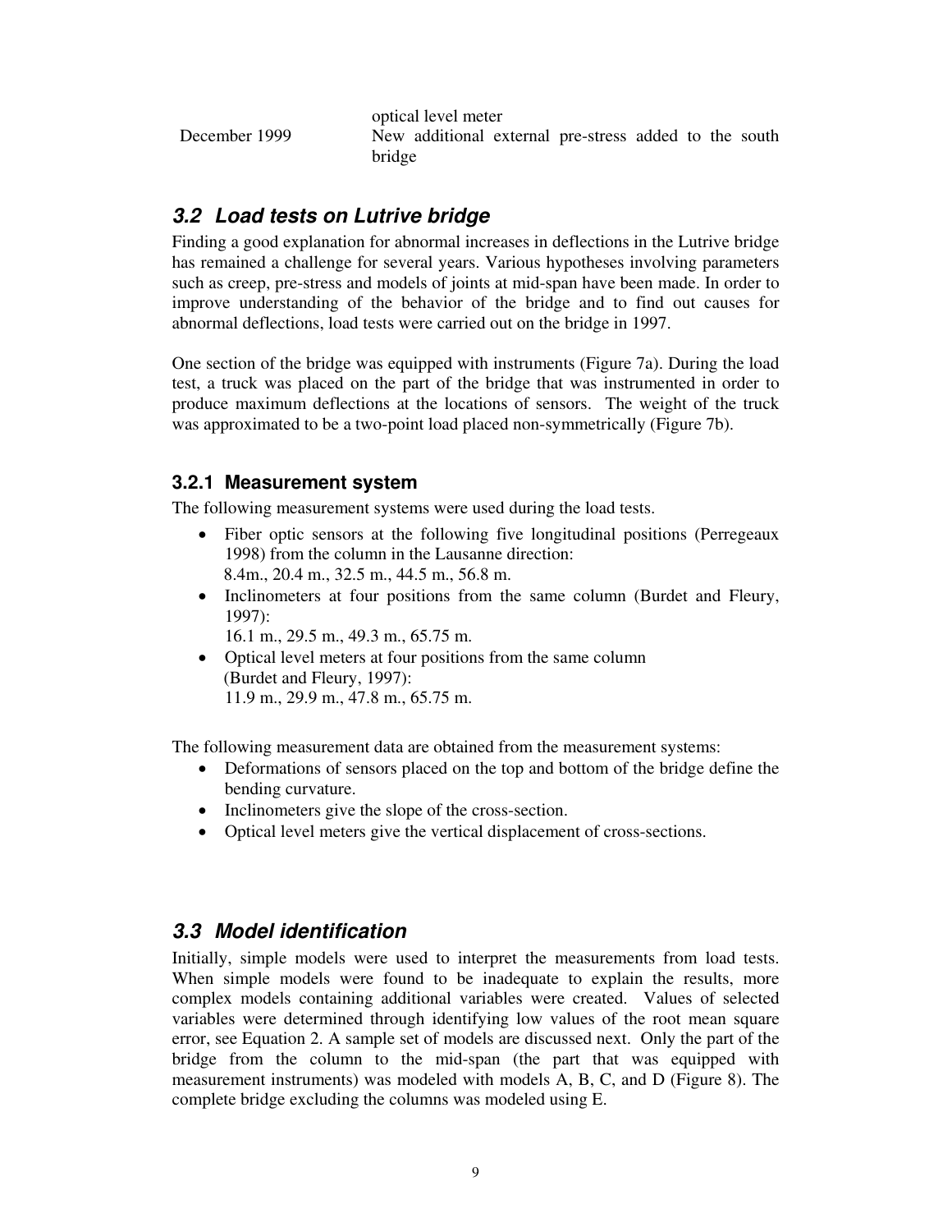| | optical level meter |
|---|---|
| December 1999 | New additional external pre-stress added to the south bridge |

## *3.2 Load tests on Lutrive bridge*

Finding a good explanation for abnormal increases in deflections in the Lutrive bridge has remained a challenge for several years. Various hypotheses involving parameters such as creep, pre-stress and models of joints at mid-span have been made. In order to improve understanding of the behavior of the bridge and to find out causes for abnormal deflections, load tests were carried out on the bridge in 1997.

One section of the bridge was equipped with instruments (Figure 7a). During the load test, a truck was placed on the part of the bridge that was instrumented in order to produce maximum deflections at the locations of sensors. The weight of the truck was approximated to be a two-point load placed non-symmetrically (Figure 7b).

### 3.2.1 Measurement system

The following measurement systems were used during the load tests.

- Fiber optic sensors at the following five longitudinal positions (Perregeaux 1998) from the column in the Lausanne direction:
  8.4m., 20.4 m., 32.5 m., 44.5 m., 56.8 m.
- Inclinometers at four positions from the same column (Burdet and Fleury, 1997):
  16.1 m., 29.5 m., 49.3 m., 65.75 m.
- Optical level meters at four positions from the same column (Burdet and Fleury, 1997):
  11.9 m., 29.9 m., 47.8 m., 65.75 m.

The following measurement data are obtained from the measurement systems:

- Deformations of sensors placed on the top and bottom of the bridge define the bending curvature.
- Inclinometers give the slope of the cross-section.
- Optical level meters give the vertical displacement of cross-sections.

## *3.3 Model identification*

Initially, simple models were used to interpret the measurements from load tests. When simple models were found to be inadequate to explain the results, more complex models containing additional variables were created. Values of selected variables were determined through identifying low values of the root mean square error, see Equation 2. A sample set of models are discussed next. Only the part of the bridge from the column to the mid-span (the part that was equipped with measurement instruments) was modeled with models A, B, C, and D (Figure 8). The complete bridge excluding the columns was modeled using E.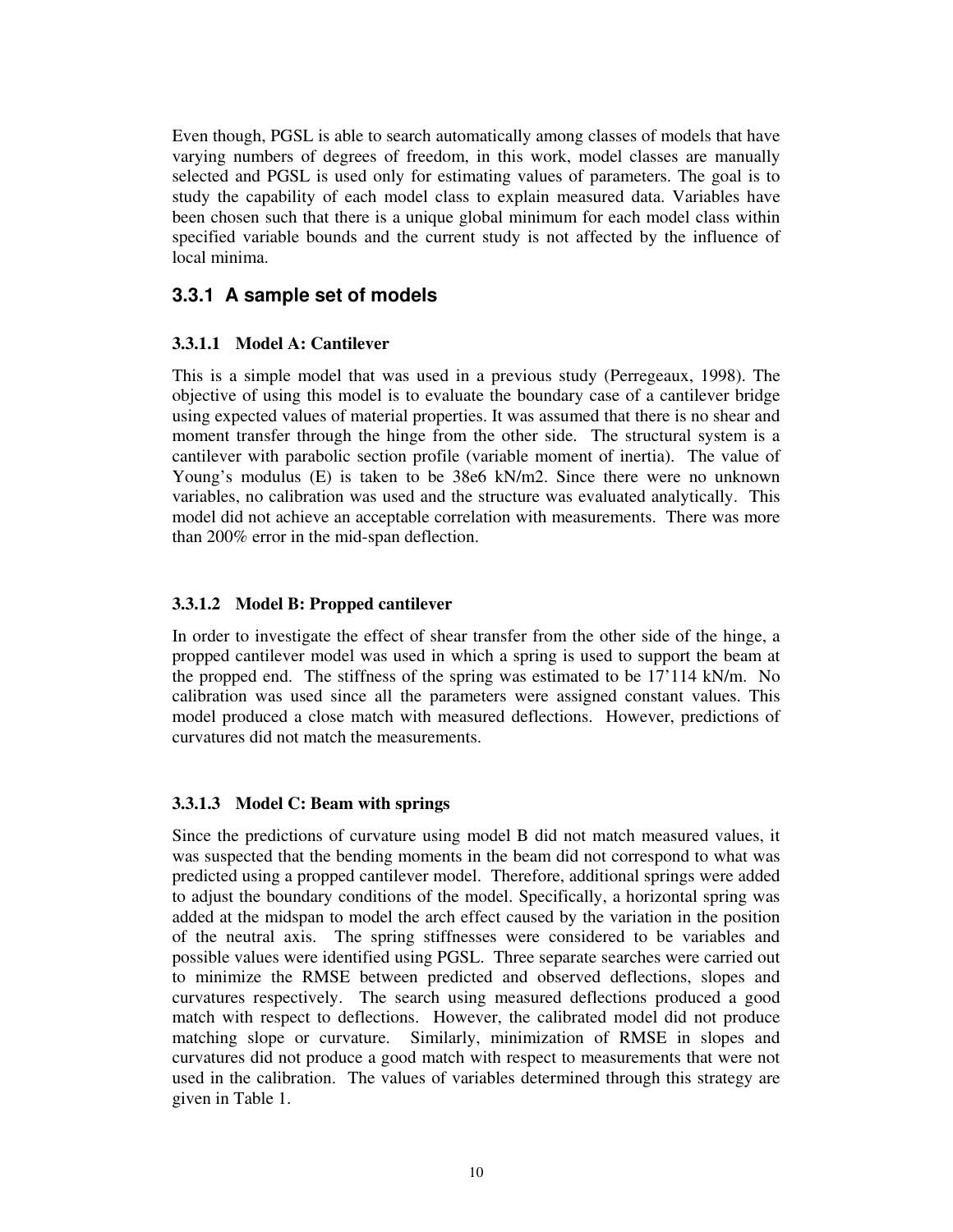Even though, PGSL is able to search automatically among classes of models that have varying numbers of degrees of freedom, in this work, model classes are manually selected and PGSL is used only for estimating values of parameters. The goal is to study the capability of each model class to explain measured data. Variables have been chosen such that there is a unique global minimum for each model class within specified variable bounds and the current study is not affected by the influence of local minima.

### 3.3.1 A sample set of models

#### 3.3.1.1 Model A: Cantilever

This is a simple model that was used in a previous study (Perregeaux, 1998). The objective of using this model is to evaluate the boundary case of a cantilever bridge using expected values of material properties. It was assumed that there is no shear and moment transfer through the hinge from the other side. The structural system is a cantilever with parabolic section profile (variable moment of inertia). The value of Young's modulus (E) is taken to be 38e6 kN/m2. Since there were no unknown variables, no calibration was used and the structure was evaluated analytically. This model did not achieve an acceptable correlation with measurements. There was more than 200% error in the mid-span deflection.

#### 3.3.1.2 Model B: Propped cantilever

In order to investigate the effect of shear transfer from the other side of the hinge, a propped cantilever model was used in which a spring is used to support the beam at the propped end. The stiffness of the spring was estimated to be 17'114 kN/m. No calibration was used since all the parameters were assigned constant values. This model produced a close match with measured deflections. However, predictions of curvatures did not match the measurements.

#### 3.3.1.3 Model C: Beam with springs

Since the predictions of curvature using model B did not match measured values, it was suspected that the bending moments in the beam did not correspond to what was predicted using a propped cantilever model. Therefore, additional springs were added to adjust the boundary conditions of the model. Specifically, a horizontal spring was added at the midspan to model the arch effect caused by the variation in the position of the neutral axis. The spring stiffnesses were considered to be variables and possible values were identified using PGSL. Three separate searches were carried out to minimize the RMSE between predicted and observed deflections, slopes and curvatures respectively. The search using measured deflections produced a good match with respect to deflections. However, the calibrated model did not produce matching slope or curvature. Similarly, minimization of RMSE in slopes and curvatures did not produce a good match with respect to measurements that were not used in the calibration. The values of variables determined through this strategy are given in Table 1.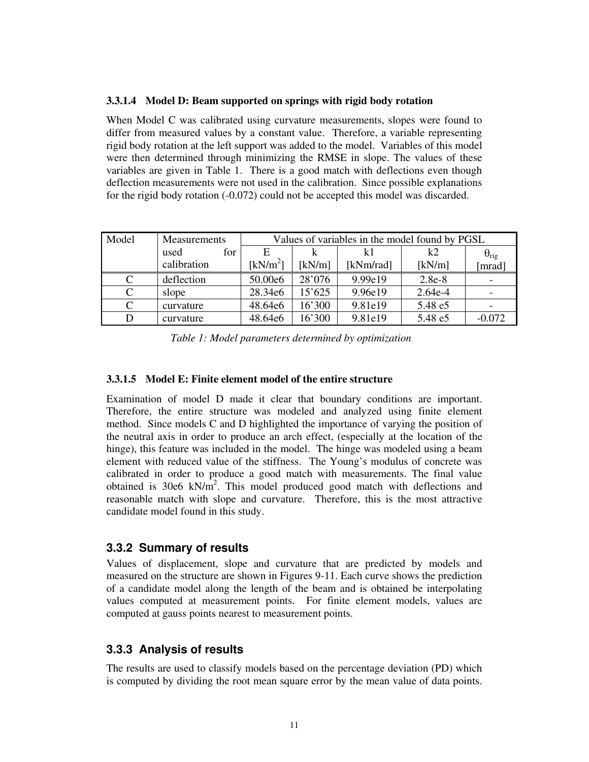#### 3.3.1.4 Model D: Beam supported on springs with rigid body rotation

When Model C was calibrated using curvature measurements, slopes were found to differ from measured values by a constant value. Therefore, a variable representing rigid body rotation at the left support was added to the model. Variables of this model were then determined through minimizing the RMSE in slope. The values of these variables are given in Table 1. There is a good match with deflections even though deflection measurements were not used in the calibration. Since possible explanations for the rigid body rotation (-0.072) could not be accepted this model was discarded.

| Model | Measurements used for calibration | Values of variables in the model found by PGSL | | | | |
|---|---|---|---|---|---|---|
| | | E [kN/m$^2$] | k [kN/m] | k1 [kNm/rad] | k2 [kN/m] | $\theta_{rig}$ [mrad] |
| C | deflection | 50.00e6 | 28'076 | 9.99e19 | 2.8e-8 | - |
| C | slope | 28.34e6 | 15'625 | 9.96e19 | 2.64e-4 | - |
| C | curvature | 48.64e6 | 16'300 | 9.81e19 | 5.48 e5 | - |
| D | curvature | 48.64e6 | 16'300 | 9.81e19 | 5.48 e5 | -0.072 |

*Table 1: Model parameters determined by optimization*

#### 3.3.1.5 Model E: Finite element model of the entire structure

Examination of model D made it clear that boundary conditions are important. Therefore, the entire structure was modeled and analyzed using finite element method. Since models C and D highlighted the importance of varying the position of the neutral axis in order to produce an arch effect, (especially at the location of the hinge), this feature was included in the model. The hinge was modeled using a beam element with reduced value of the stiffness. The Young's modulus of concrete was calibrated in order to produce a good match with measurements. The final value obtained is 30e6 kN/m$^2$. This model produced good match with deflections and reasonable match with slope and curvature. Therefore, this is the most attractive candidate model found in this study.

### 3.3.2 Summary of results

Values of displacement, slope and curvature that are predicted by models and measured on the structure are shown in Figures 9-11. Each curve shows the prediction of a candidate model along the length of the beam and is obtained be interpolating values computed at measurement points. For finite element models, values are computed at gauss points nearest to measurement points.

### 3.3.3 Analysis of results

The results are used to classify models based on the percentage deviation (PD) which is computed by dividing the root mean square error by the mean value of data points.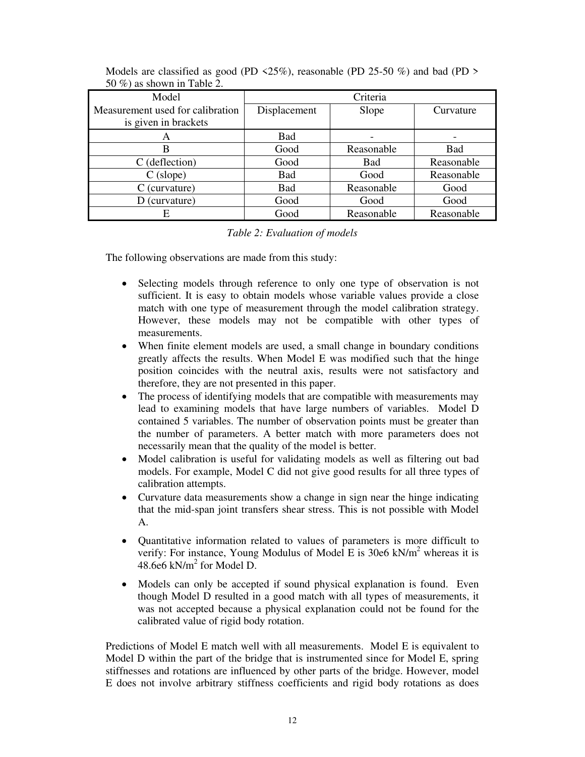Models are classified as good (PD <25%), reasonable (PD 25-50 %) and bad (PD > 50 %) as shown in Table 2.

| Model | Criteria | | |
|---|---|---|---|
| Measurement used for calibration is given in brackets | Displacement | Slope | Curvature |
| A | Bad | - | - |
| B | Good | Reasonable | Bad |
| C (deflection) | Good | Bad | Reasonable |
| C (slope) | Bad | Good | Reasonable |
| C (curvature) | Bad | Reasonable | Good |
| D (curvature) | Good | Good | Good |
| E | Good | Reasonable | Reasonable |

*Table 2: Evaluation of models*

The following observations are made from this study:

- Selecting models through reference to only one type of observation is not sufficient. It is easy to obtain models whose variable values provide a close match with one type of measurement through the model calibration strategy. However, these models may not be compatible with other types of measurements.
- When finite element models are used, a small change in boundary conditions greatly affects the results. When Model E was modified such that the hinge position coincides with the neutral axis, results were not satisfactory and therefore, they are not presented in this paper.
- The process of identifying models that are compatible with measurements may lead to examining models that have large numbers of variables. Model D contained 5 variables. The number of observation points must be greater than the number of parameters. A better match with more parameters does not necessarily mean that the quality of the model is better.
- Model calibration is useful for validating models as well as filtering out bad models. For example, Model C did not give good results for all three types of calibration attempts.
- Curvature data measurements show a change in sign near the hinge indicating that the mid-span joint transfers shear stress. This is not possible with Model A.
- Quantitative information related to values of parameters is more difficult to verify: For instance, Young Modulus of Model E is 30e6 kN/$m^2$ whereas it is 48.6e6 kN/$m^2$ for Model D.
- Models can only be accepted if sound physical explanation is found. Even though Model D resulted in a good match with all types of measurements, it was not accepted because a physical explanation could not be found for the calibrated value of rigid body rotation.

Predictions of Model E match well with all measurements. Model E is equivalent to Model D within the part of the bridge that is instrumented since for Model E, spring stiffnesses and rotations are influenced by other parts of the bridge. However, model E does not involve arbitrary stiffness coefficients and rigid body rotations as does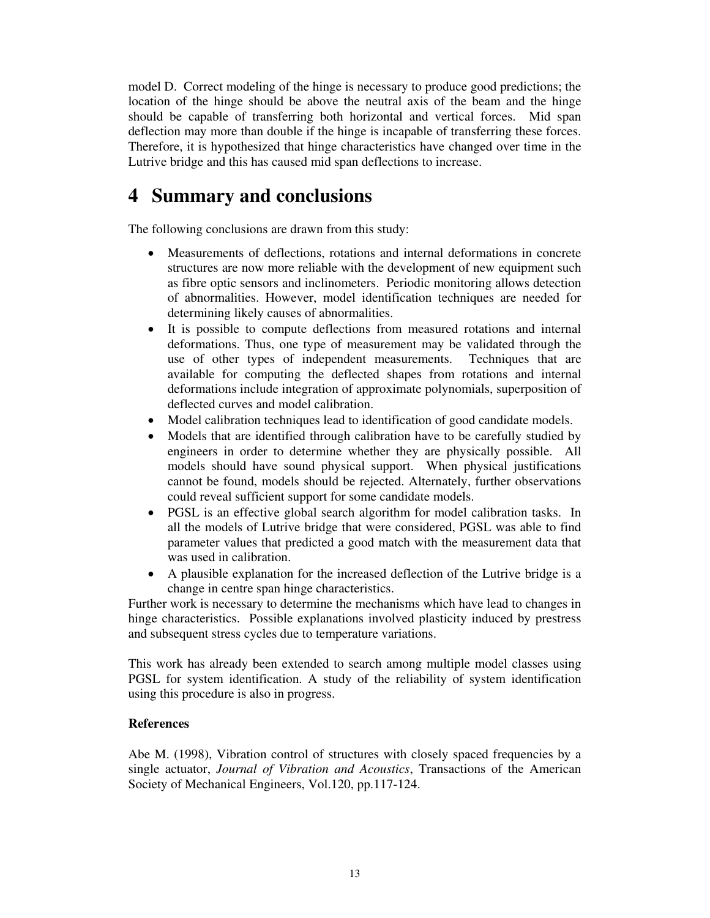model D. Correct modeling of the hinge is necessary to produce good predictions; the location of the hinge should be above the neutral axis of the beam and the hinge should be capable of transferring both horizontal and vertical forces. Mid span deflection may more than double if the hinge is incapable of transferring these forces. Therefore, it is hypothesized that hinge characteristics have changed over time in the Lutrive bridge and this has caused mid span deflections to increase.

# 4 Summary and conclusions

The following conclusions are drawn from this study:

- Measurements of deflections, rotations and internal deformations in concrete structures are now more reliable with the development of new equipment such as fibre optic sensors and inclinometers. Periodic monitoring allows detection of abnormalities. However, model identification techniques are needed for determining likely causes of abnormalities.
- It is possible to compute deflections from measured rotations and internal deformations. Thus, one type of measurement may be validated through the use of other types of independent measurements. Techniques that are available for computing the deflected shapes from rotations and internal deformations include integration of approximate polynomials, superposition of deflected curves and model calibration.
- Model calibration techniques lead to identification of good candidate models.
- Models that are identified through calibration have to be carefully studied by engineers in order to determine whether they are physically possible. All models should have sound physical support. When physical justifications cannot be found, models should be rejected. Alternately, further observations could reveal sufficient support for some candidate models.
- PGSL is an effective global search algorithm for model calibration tasks. In all the models of Lutrive bridge that were considered, PGSL was able to find parameter values that predicted a good match with the measurement data that was used in calibration.
- A plausible explanation for the increased deflection of the Lutrive bridge is a change in centre span hinge characteristics.

Further work is necessary to determine the mechanisms which have lead to changes in hinge characteristics. Possible explanations involved plasticity induced by prestress and subsequent stress cycles due to temperature variations.

This work has already been extended to search among multiple model classes using PGSL for system identification. A study of the reliability of system identification using this procedure is also in progress.

**References**

Abe M. (1998), Vibration control of structures with closely spaced frequencies by a single actuator, *Journal of Vibration and Acoustics*, Transactions of the American Society of Mechanical Engineers, Vol.120, pp.117-124.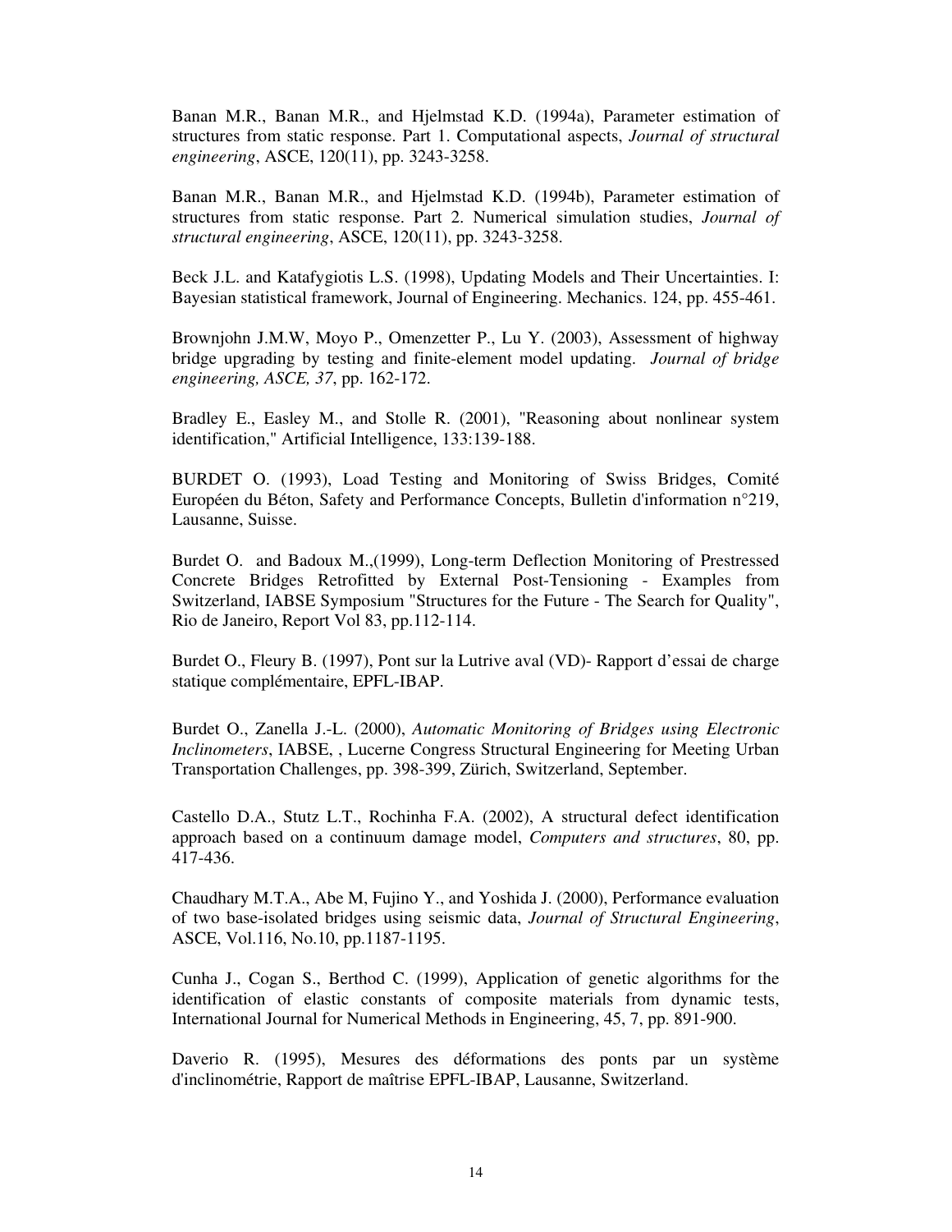Banan M.R., Banan M.R., and Hjelmstad K.D. (1994a), Parameter estimation of structures from static response. Part 1. Computational aspects, *Journal of structural engineering*, ASCE, 120(11), pp. 3243-3258.

Banan M.R., Banan M.R., and Hjelmstad K.D. (1994b), Parameter estimation of structures from static response. Part 2. Numerical simulation studies, *Journal of structural engineering*, ASCE, 120(11), pp. 3243-3258.

Beck J.L. and Katafygiotis L.S. (1998), Updating Models and Their Uncertainties. I: Bayesian statistical framework, Journal of Engineering. Mechanics. 124, pp. 455-461.

Brownjohn J.M.W, Moyo P., Omenzetter P., Lu Y. (2003), Assessment of highway bridge upgrading by testing and finite-element model updating. *Journal of bridge engineering, ASCE, 37*, pp. 162-172.

Bradley E., Easley M., and Stolle R. (2001), "Reasoning about nonlinear system identification," Artificial Intelligence, 133:139-188.

BURDET O. (1993), Load Testing and Monitoring of Swiss Bridges, Comité Européen du Béton, Safety and Performance Concepts, Bulletin d'information n°219, Lausanne, Suisse.

Burdet O. and Badoux M.,(1999), Long-term Deflection Monitoring of Prestressed Concrete Bridges Retrofitted by External Post-Tensioning - Examples from Switzerland, IABSE Symposium "Structures for the Future - The Search for Quality", Rio de Janeiro, Report Vol 83, pp.112-114.

Burdet O., Fleury B. (1997), Pont sur la Lutrive aval (VD)- Rapport d'essai de charge statique complémentaire, EPFL-IBAP.

Burdet O., Zanella J.-L. (2000), *Automatic Monitoring of Bridges using Electronic Inclinometers*, IABSE, , Lucerne Congress Structural Engineering for Meeting Urban Transportation Challenges, pp. 398-399, Zürich, Switzerland, September.

Castello D.A., Stutz L.T., Rochinha F.A. (2002), A structural defect identification approach based on a continuum damage model, *Computers and structures*, 80, pp. 417-436.

Chaudhary M.T.A., Abe M, Fujino Y., and Yoshida J. (2000), Performance evaluation of two base-isolated bridges using seismic data, *Journal of Structural Engineering*, ASCE, Vol.116, No.10, pp.1187-1195.

Cunha J., Cogan S., Berthod C. (1999), Application of genetic algorithms for the identification of elastic constants of composite materials from dynamic tests, International Journal for Numerical Methods in Engineering, 45, 7, pp. 891-900.

Daverio R. (1995), Mesures des déformations des ponts par un système d'inclinométrie, Rapport de maîtrise EPFL-IBAP, Lausanne, Switzerland.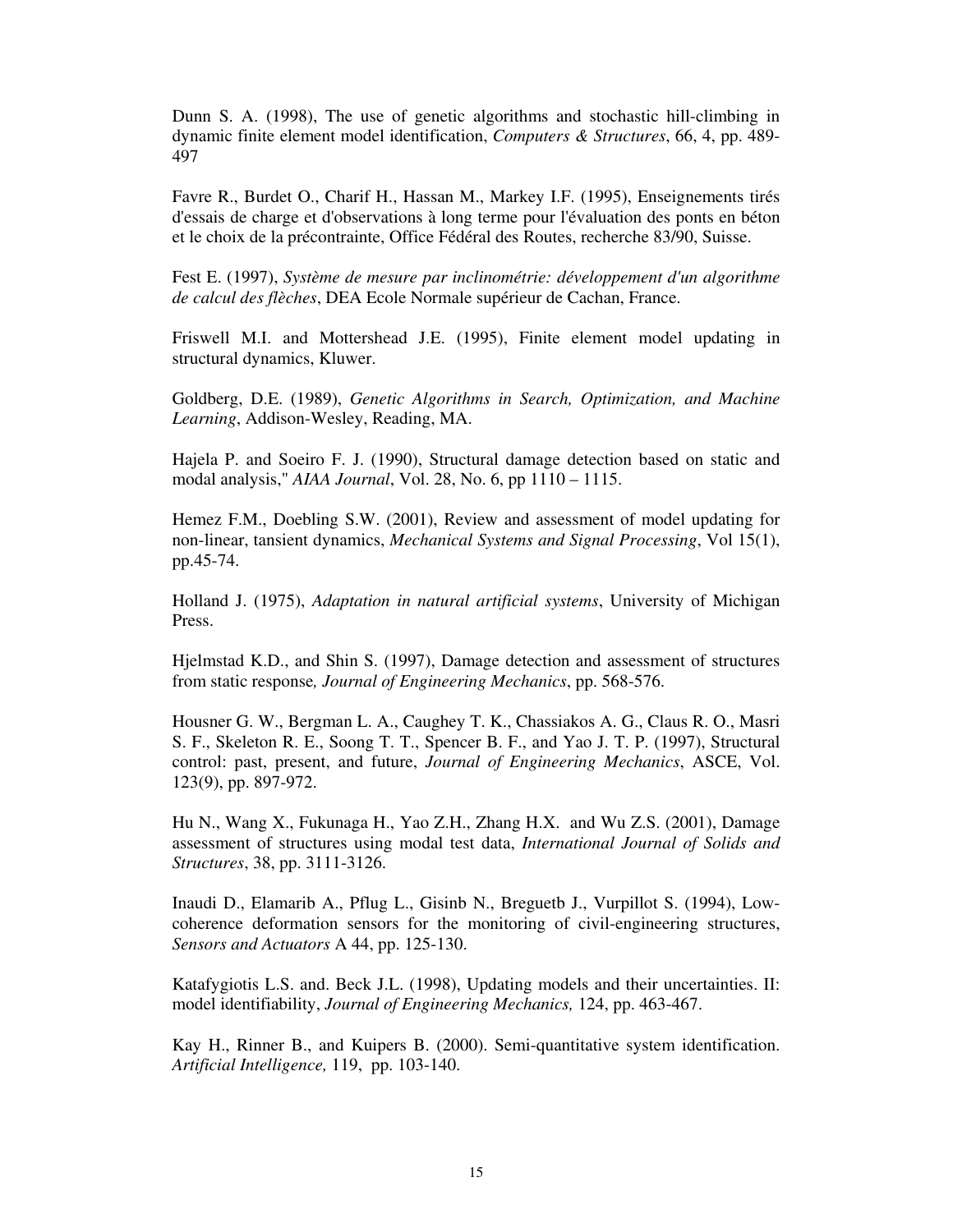Dunn S. A. (1998), The use of genetic algorithms and stochastic hill-climbing in dynamic finite element model identification, *Computers & Structures*, 66, 4, pp. 489-497

Favre R., Burdet O., Charif H., Hassan M., Markey I.F. (1995), Enseignements tirés d'essais de charge et d'observations à long terme pour l'évaluation des ponts en béton et le choix de la précontrainte, Office Fédéral des Routes, recherche 83/90, Suisse.

Fest E. (1997), *Système de mesure par inclinométrie: développement d'un algorithme de calcul des flèches*, DEA Ecole Normale supérieur de Cachan, France.

Friswell M.I. and Mottershead J.E. (1995), Finite element model updating in structural dynamics, Kluwer.

Goldberg, D.E. (1989), *Genetic Algorithms in Search, Optimization, and Machine Learning*, Addison-Wesley, Reading, MA.

Hajela P. and Soeiro F. J. (1990), Structural damage detection based on static and modal analysis," *AIAA Journal*, Vol. 28, No. 6, pp 1110 – 1115.

Hemez F.M., Doebling S.W. (2001), Review and assessment of model updating for non-linear, tansient dynamics, *Mechanical Systems and Signal Processing*, Vol 15(1), pp.45-74.

Holland J. (1975), *Adaptation in natural artificial systems*, University of Michigan Press.

Hjelmstad K.D., and Shin S. (1997), Damage detection and assessment of structures from static response*, Journal of Engineering Mechanics*, pp. 568-576.

Housner G. W., Bergman L. A., Caughey T. K., Chassiakos A. G., Claus R. O., Masri S. F., Skeleton R. E., Soong T. T., Spencer B. F., and Yao J. T. P. (1997), Structural control: past, present, and future, *Journal of Engineering Mechanics*, ASCE, Vol. 123(9), pp. 897-972.

Hu N., Wang X., Fukunaga H., Yao Z.H., Zhang H.X. and Wu Z.S. (2001), Damage assessment of structures using modal test data, *International Journal of Solids and Structures*, 38, pp. 3111-3126.

Inaudi D., Elamarib A., Pflug L., Gisinb N., Breguetb J., Vurpillot S. (1994), Low-coherence deformation sensors for the monitoring of civil-engineering structures, *Sensors and Actuators* A 44, pp. 125-130.

Katafygiotis L.S. and. Beck J.L. (1998), Updating models and their uncertainties. II: model identifiability, *Journal of Engineering Mechanics,* 124, pp. 463-467.

Kay H., Rinner B., and Kuipers B. (2000). Semi-quantitative system identification. *Artificial Intelligence,* 119, pp. 103-140.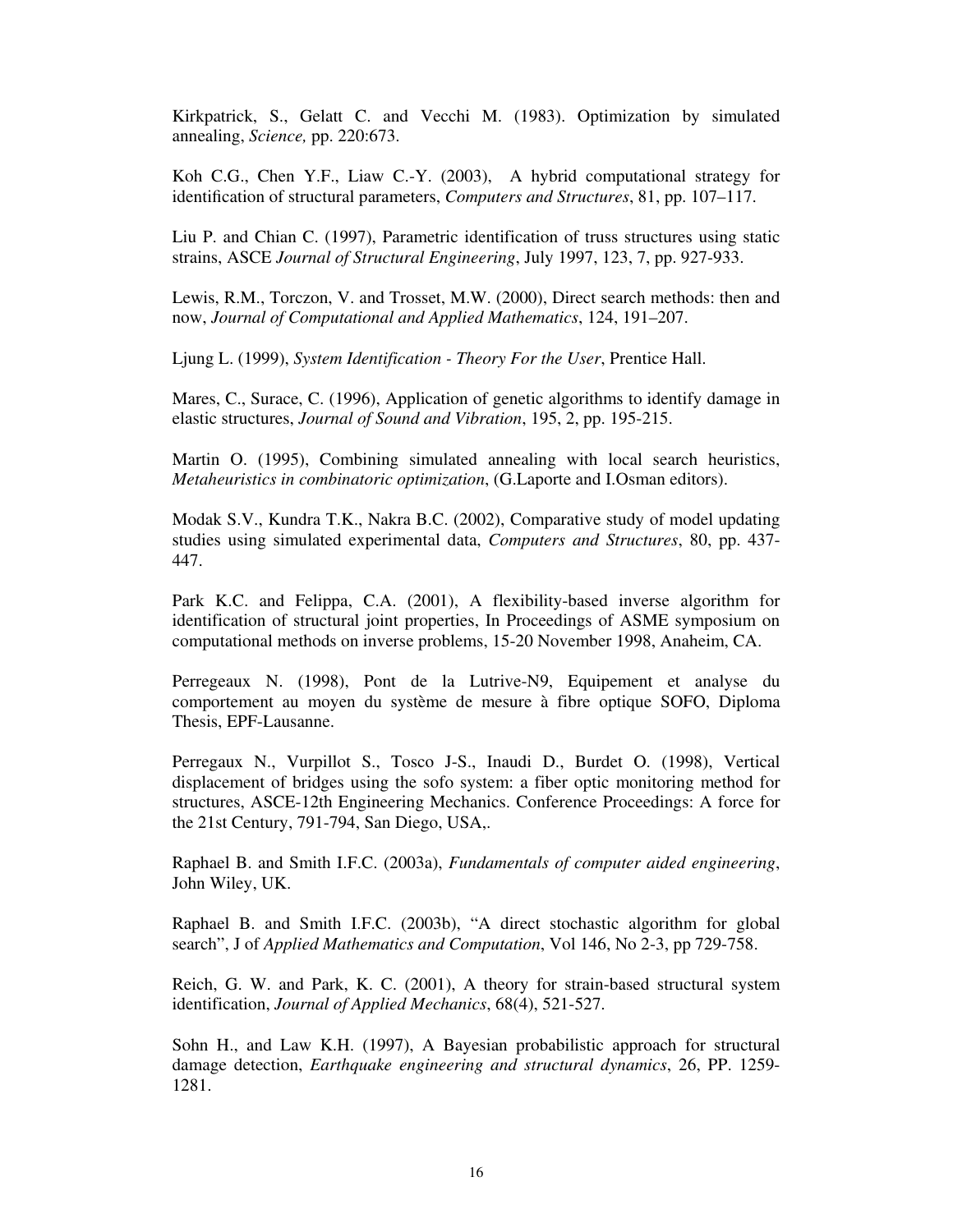Kirkpatrick, S., Gelatt C. and Vecchi M. (1983). Optimization by simulated annealing, *Science,* pp. 220:673.

Koh C.G., Chen Y.F., Liaw C.-Y. (2003), A hybrid computational strategy for identification of structural parameters, *Computers and Structures*, 81, pp. 107–117.

Liu P. and Chian C. (1997), Parametric identification of truss structures using static strains, ASCE *Journal of Structural Engineering*, July 1997, 123, 7, pp. 927-933.

Lewis, R.M., Torczon, V. and Trosset, M.W. (2000), Direct search methods: then and now, *Journal of Computational and Applied Mathematics*, 124, 191–207.

Ljung L. (1999), *System Identification - Theory For the User*, Prentice Hall.

Mares, C., Surace, C. (1996), Application of genetic algorithms to identify damage in elastic structures, *Journal of Sound and Vibration*, 195, 2, pp. 195-215.

Martin O. (1995), Combining simulated annealing with local search heuristics, *Metaheuristics in combinatoric optimization*, (G.Laporte and I.Osman editors).

Modak S.V., Kundra T.K., Nakra B.C. (2002), Comparative study of model updating studies using simulated experimental data, *Computers and Structures*, 80, pp. 437-447.

Park K.C. and Felippa, C.A. (2001), A flexibility-based inverse algorithm for identification of structural joint properties, In Proceedings of ASME symposium on computational methods on inverse problems, 15-20 November 1998, Anaheim, CA.

Perregeaux N. (1998), Pont de la Lutrive-N9, Equipement et analyse du comportement au moyen du système de mesure à fibre optique SOFO, Diploma Thesis, EPF-Lausanne.

Perregaux N., Vurpillot S., Tosco J-S., Inaudi D., Burdet O. (1998), Vertical displacement of bridges using the sofo system: a fiber optic monitoring method for structures, ASCE-12th Engineering Mechanics. Conference Proceedings: A force for the 21st Century, 791-794, San Diego, USA,.

Raphael B. and Smith I.F.C. (2003a), *Fundamentals of computer aided engineering*, John Wiley, UK.

Raphael B. and Smith I.F.C. (2003b), "A direct stochastic algorithm for global search", J of *Applied Mathematics and Computation*, Vol 146, No 2-3, pp 729-758.

Reich, G. W. and Park, K. C. (2001), A theory for strain-based structural system identification, *Journal of Applied Mechanics*, 68(4), 521-527.

Sohn H., and Law K.H. (1997), A Bayesian probabilistic approach for structural damage detection, *Earthquake engineering and structural dynamics*, 26, PP. 1259-1281.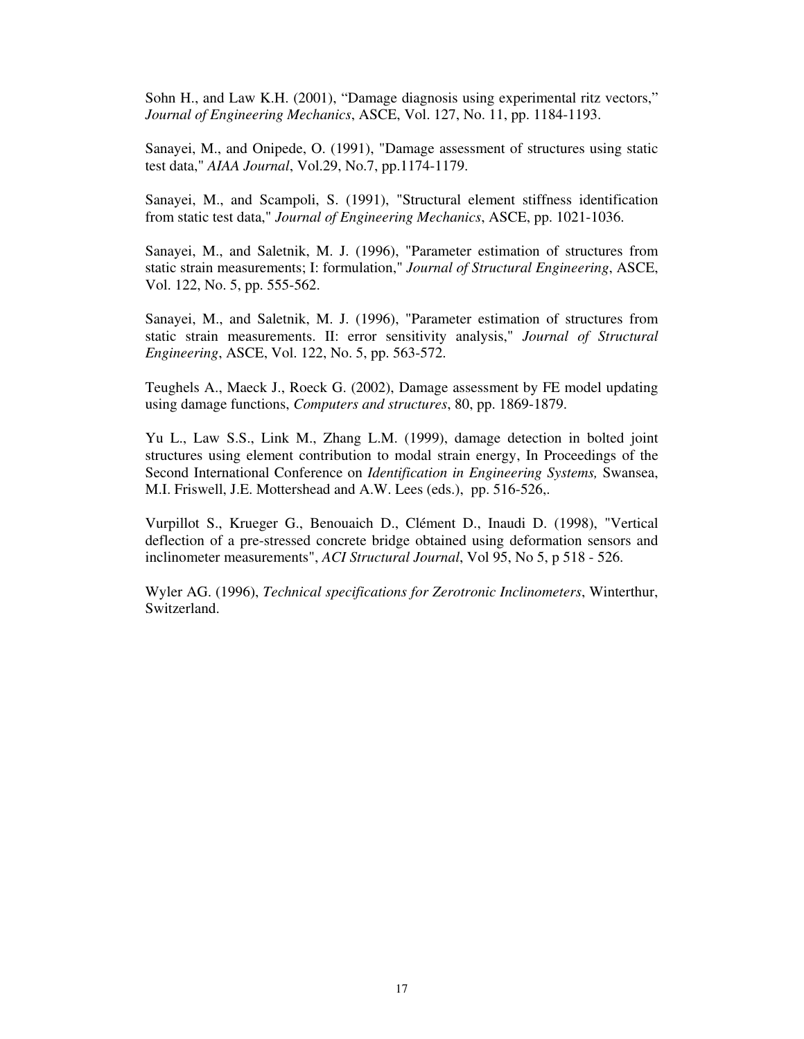Sohn H., and Law K.H. (2001), "Damage diagnosis using experimental ritz vectors," *Journal of Engineering Mechanics*, ASCE, Vol. 127, No. 11, pp. 1184-1193.

Sanayei, M., and Onipede, O. (1991), "Damage assessment of structures using static test data," *AIAA Journal*, Vol.29, No.7, pp.1174-1179.

Sanayei, M., and Scampoli, S. (1991), "Structural element stiffness identification from static test data," *Journal of Engineering Mechanics*, ASCE, pp. 1021-1036.

Sanayei, M., and Saletnik, M. J. (1996), "Parameter estimation of structures from static strain measurements; I: formulation," *Journal of Structural Engineering*, ASCE, Vol. 122, No. 5, pp. 555-562.

Sanayei, M., and Saletnik, M. J. (1996), "Parameter estimation of structures from static strain measurements. II: error sensitivity analysis," *Journal of Structural Engineering*, ASCE, Vol. 122, No. 5, pp. 563-572.

Teughels A., Maeck J., Roeck G. (2002), Damage assessment by FE model updating using damage functions, *Computers and structures*, 80, pp. 1869-1879.

Yu L., Law S.S., Link M., Zhang L.M. (1999), damage detection in bolted joint structures using element contribution to modal strain energy, In Proceedings of the Second International Conference on *Identification in Engineering Systems,* Swansea, M.I. Friswell, J.E. Mottershead and A.W. Lees (eds.), pp. 516-526,.

Vurpillot S., Krueger G., Benouaich D., Clément D., Inaudi D. (1998), "Vertical deflection of a pre-stressed concrete bridge obtained using deformation sensors and inclinometer measurements", *ACI Structural Journal*, Vol 95, No 5, p 518 - 526.

Wyler AG. (1996), *Technical specifications for Zerotronic Inclinometers*, Winterthur, Switzerland.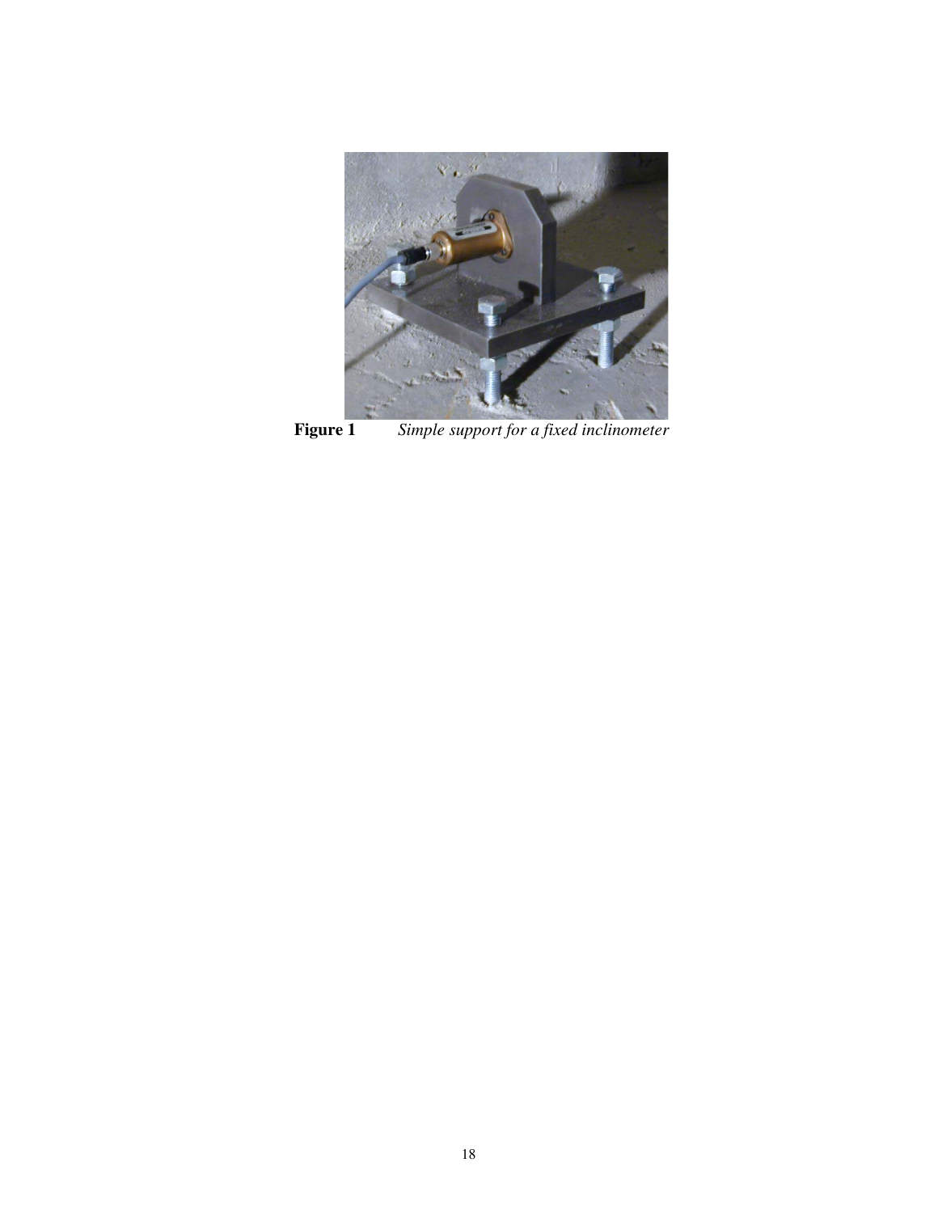**Figure 1** *Simple support for a fixed inclinometer*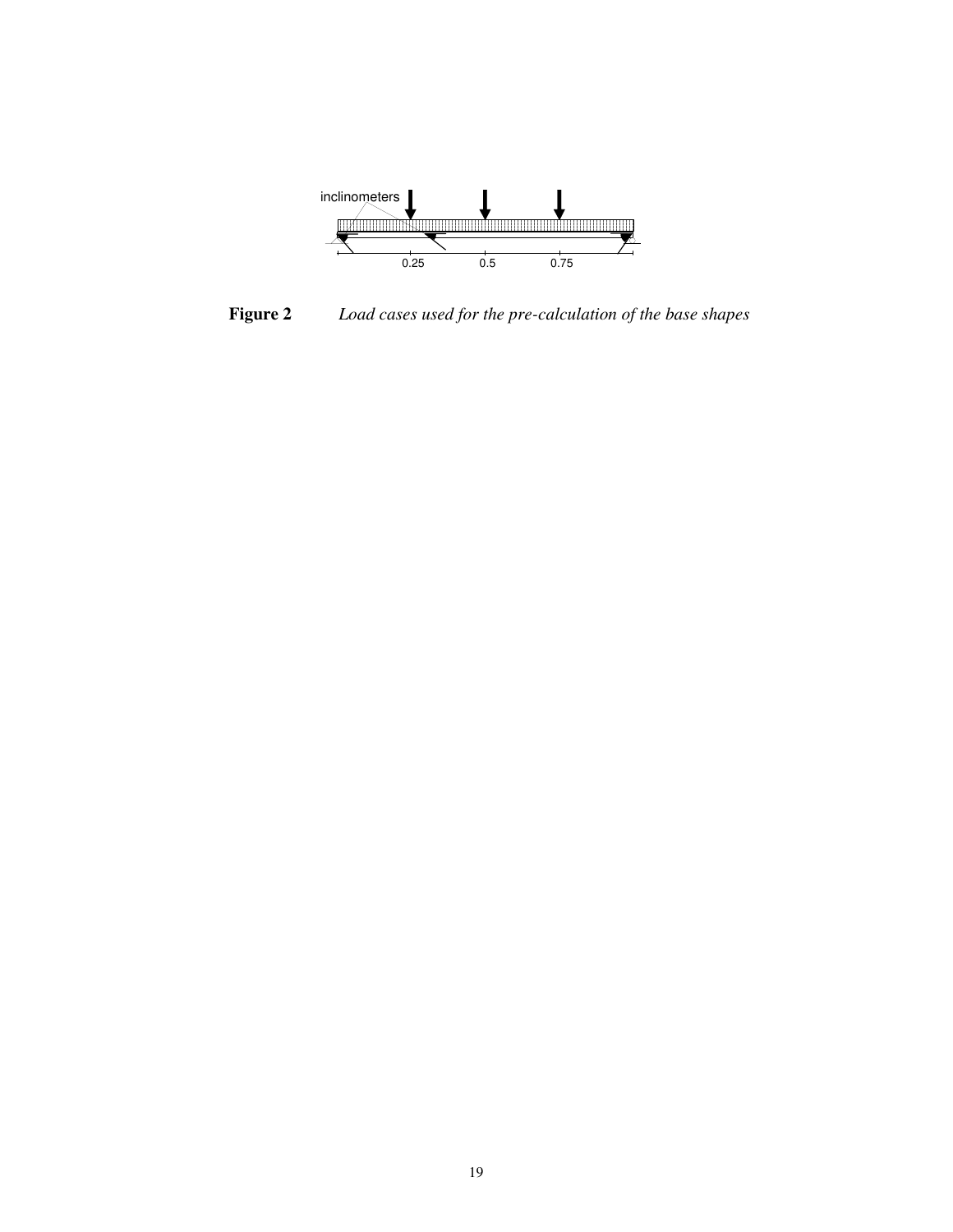**Figure 2** *Load cases used for the pre-calculation of the base shapes*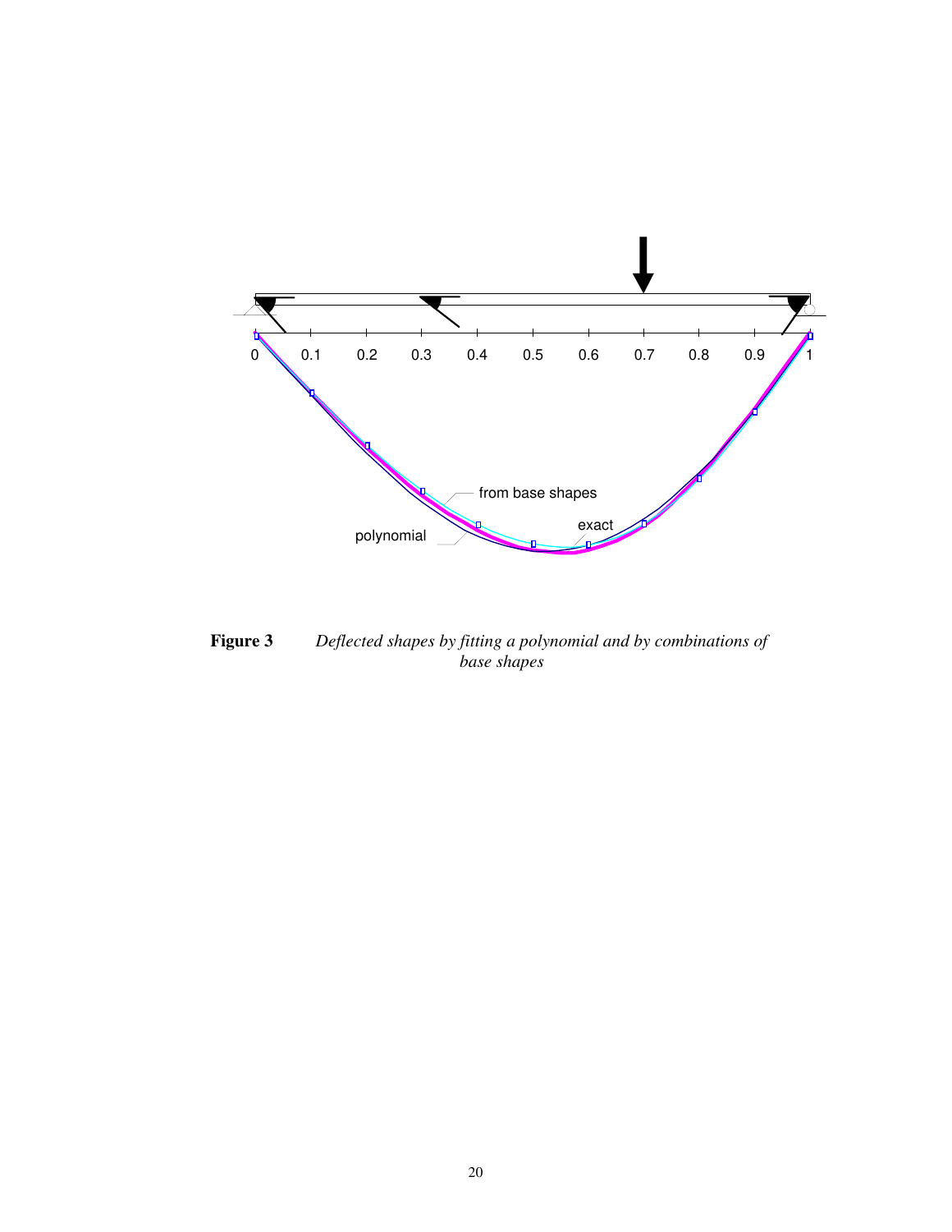**Figure 3** *Deflected shapes by fitting a polynomial and by combinations of base shapes*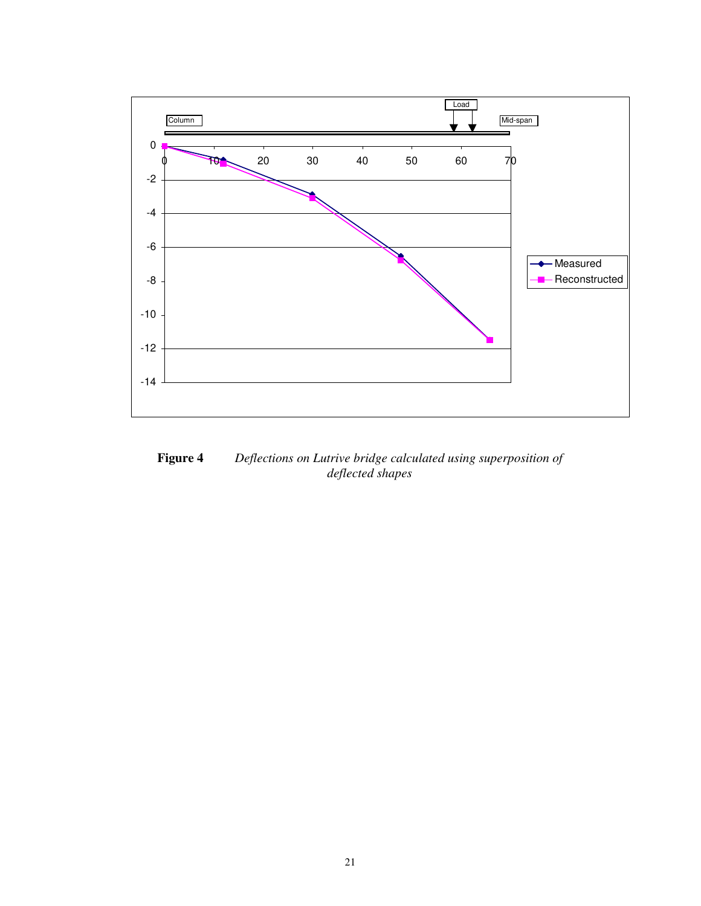**Figure 4** *Deflections on Lutrive bridge calculated using superposition of deflected shapes*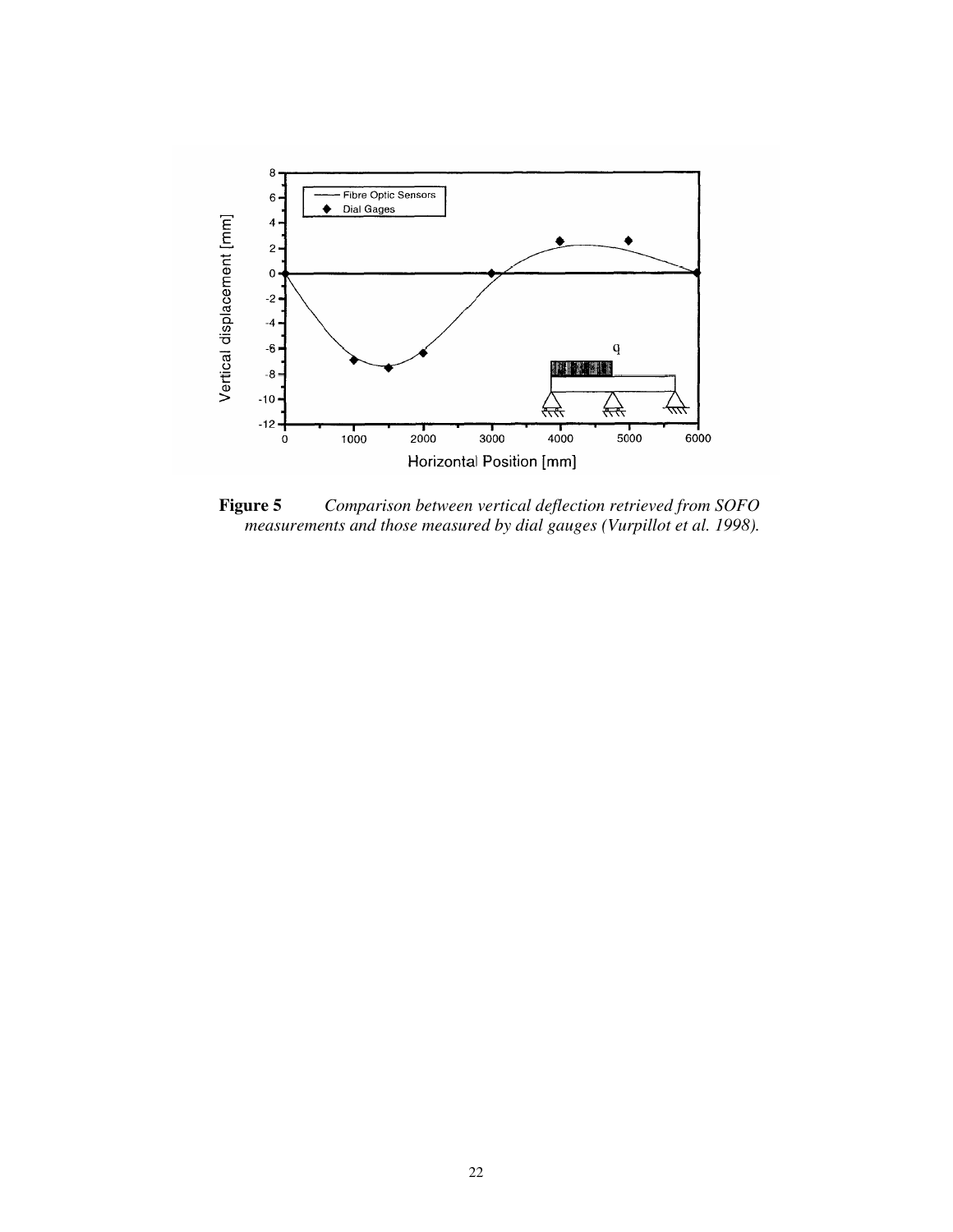**Figure 5** *Comparison between vertical deflection retrieved from SOFO measurements and those measured by dial gauges (Vurpillot et al. 1998).*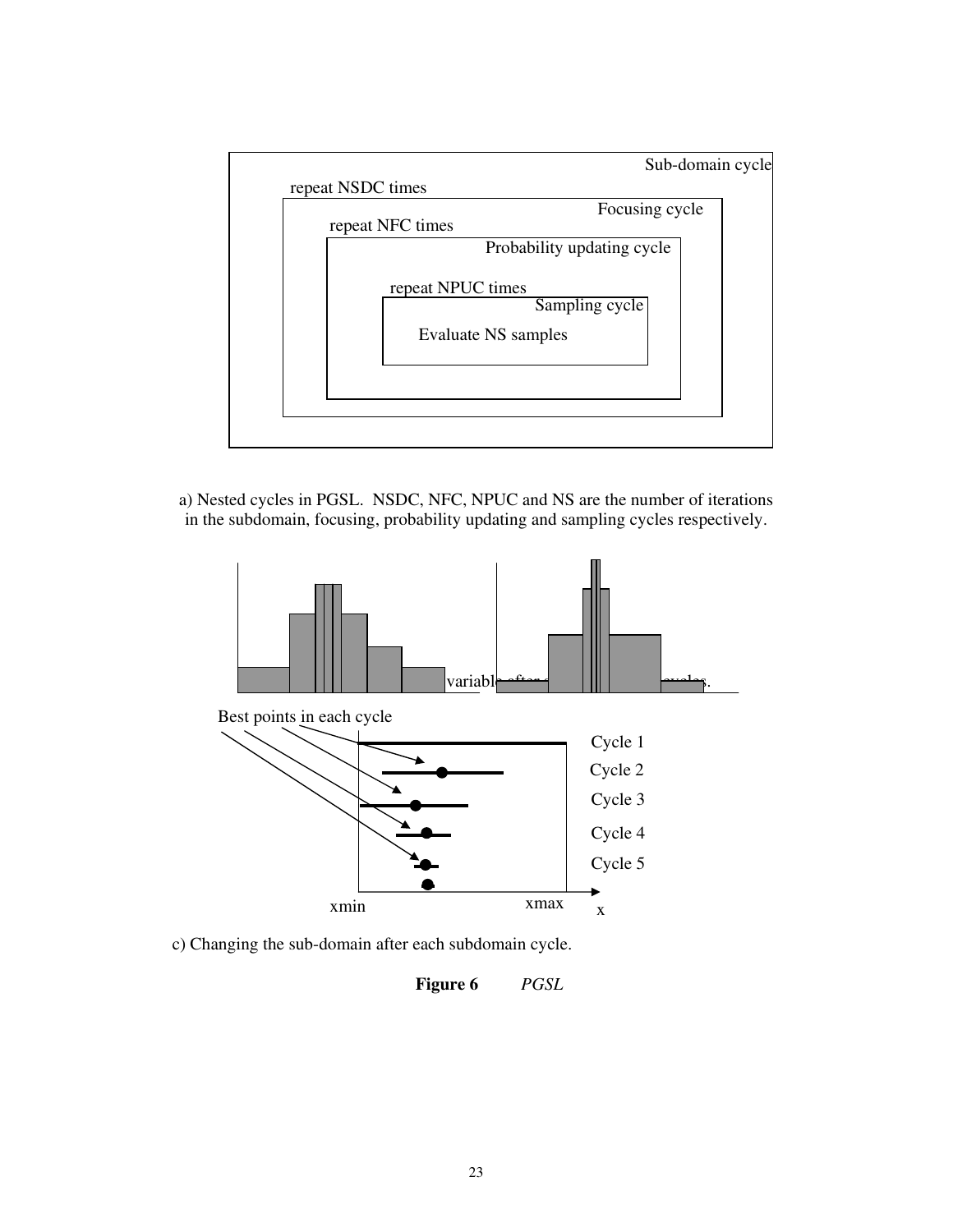Sub-domain cycle

repeat NSDC times

Focusing cycle

repeat NFC times

Probability updating cycle

repeat NPUC times

Sampling cycle

Evaluate NS samples

a) Nested cycles in PGSL. NSDC, NFC, NPUC and NS are the number of iterations in the subdomain, focusing, probability updating and sampling cycles respectively.

Best points in each cycle

Cycle 1

Cycle 2

Cycle 3

Cycle 4

Cycle 5

xmin xmax x

c) Changing the sub-domain after each subdomain cycle.

**Figure 6** *PGSL*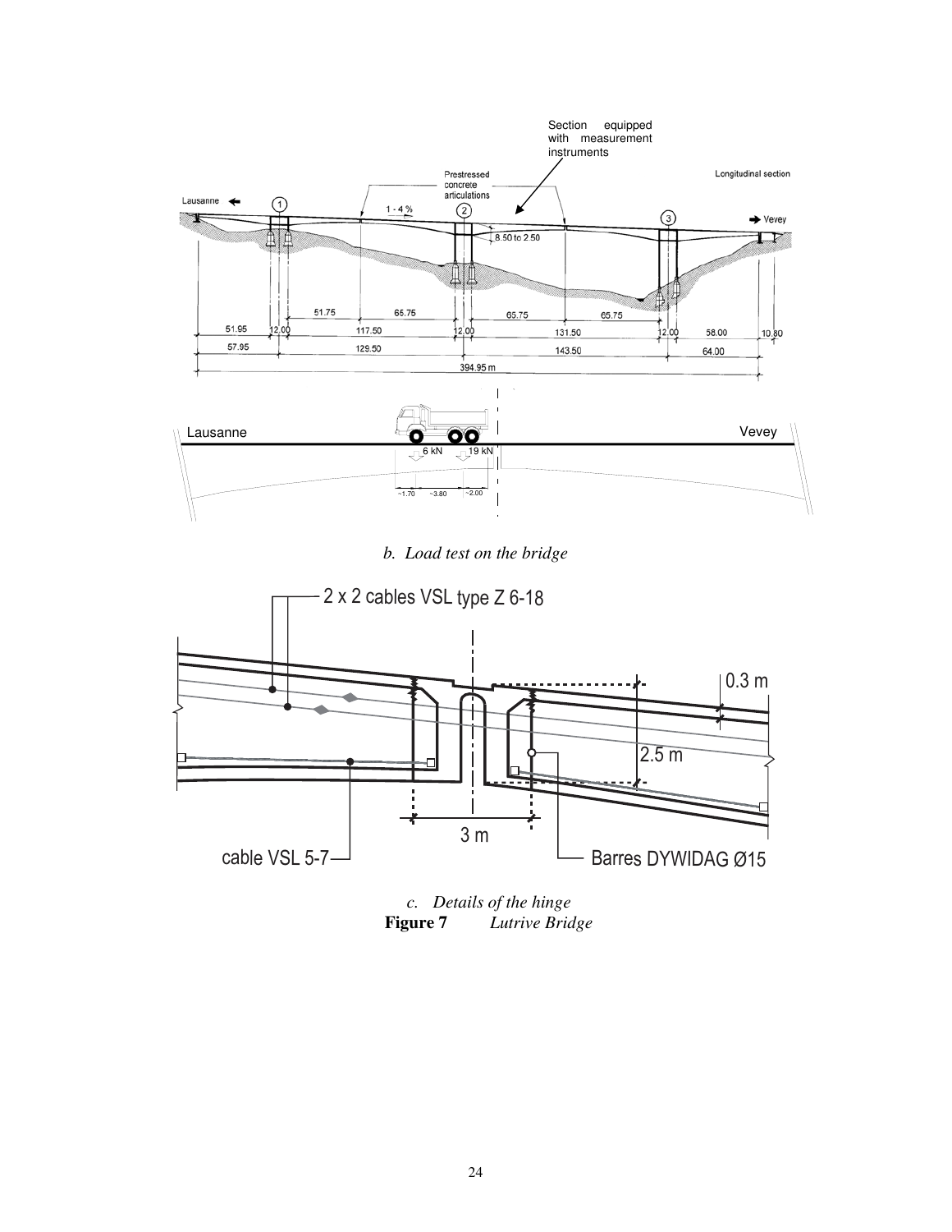*b. Load test on the bridge*

*c. Details of the hinge*

**Figure 7** *Lutrive Bridge*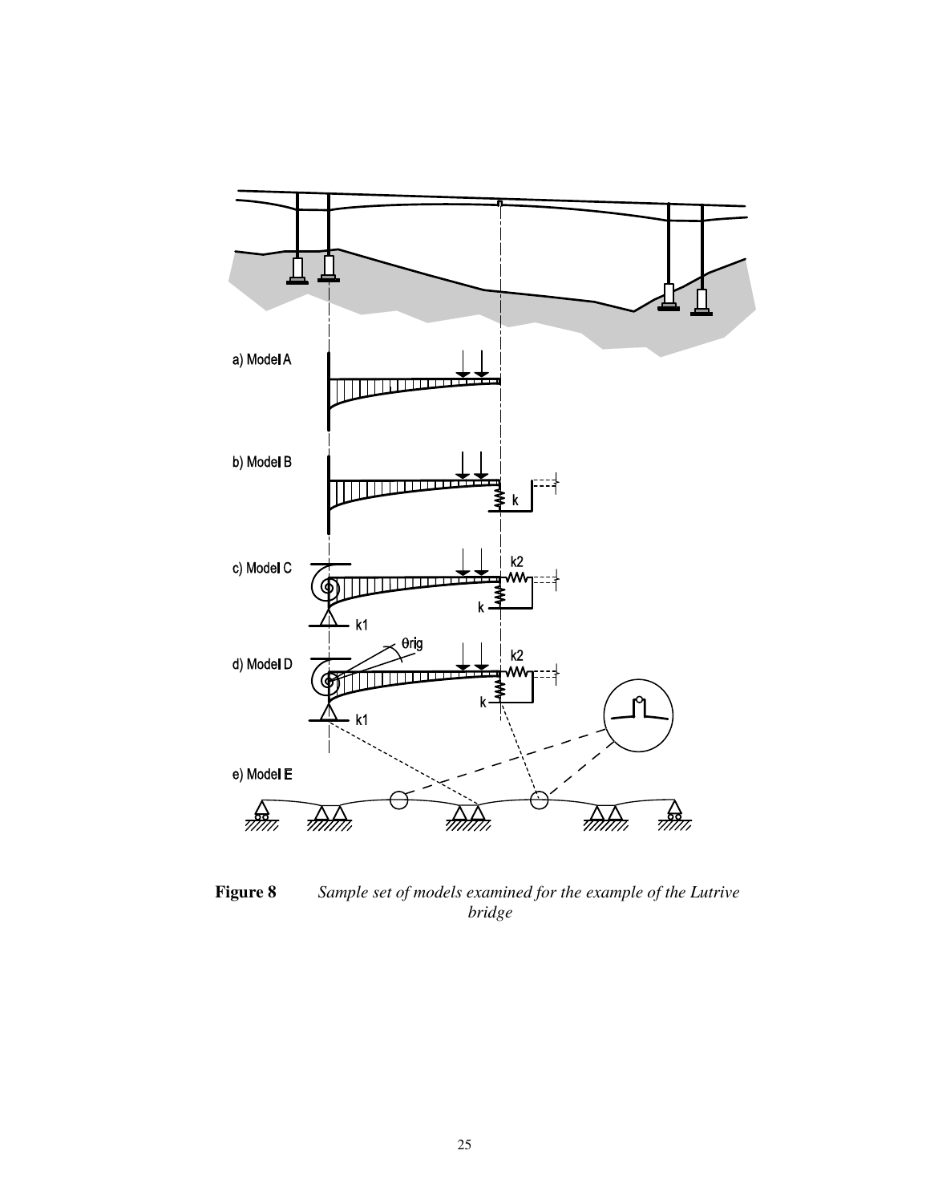**Figure 8** *Sample set of models examined for the example of the Lutrive bridge*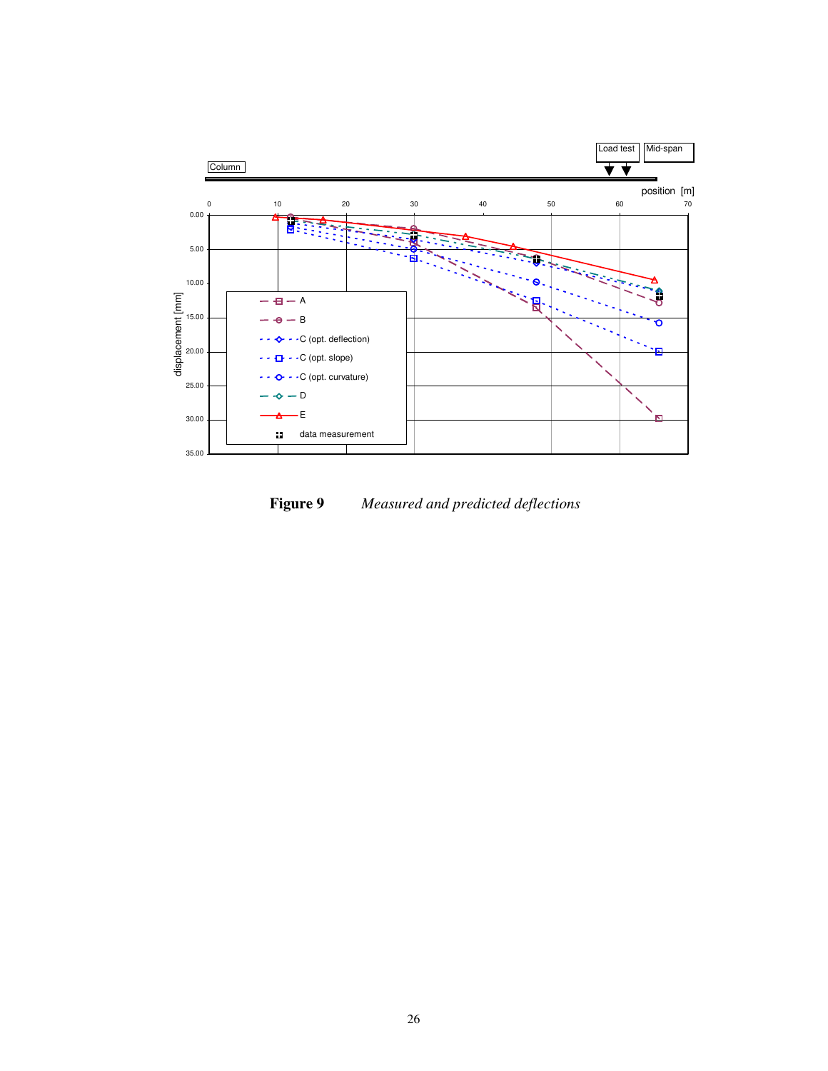**Figure 9** *Measured and predicted deflections*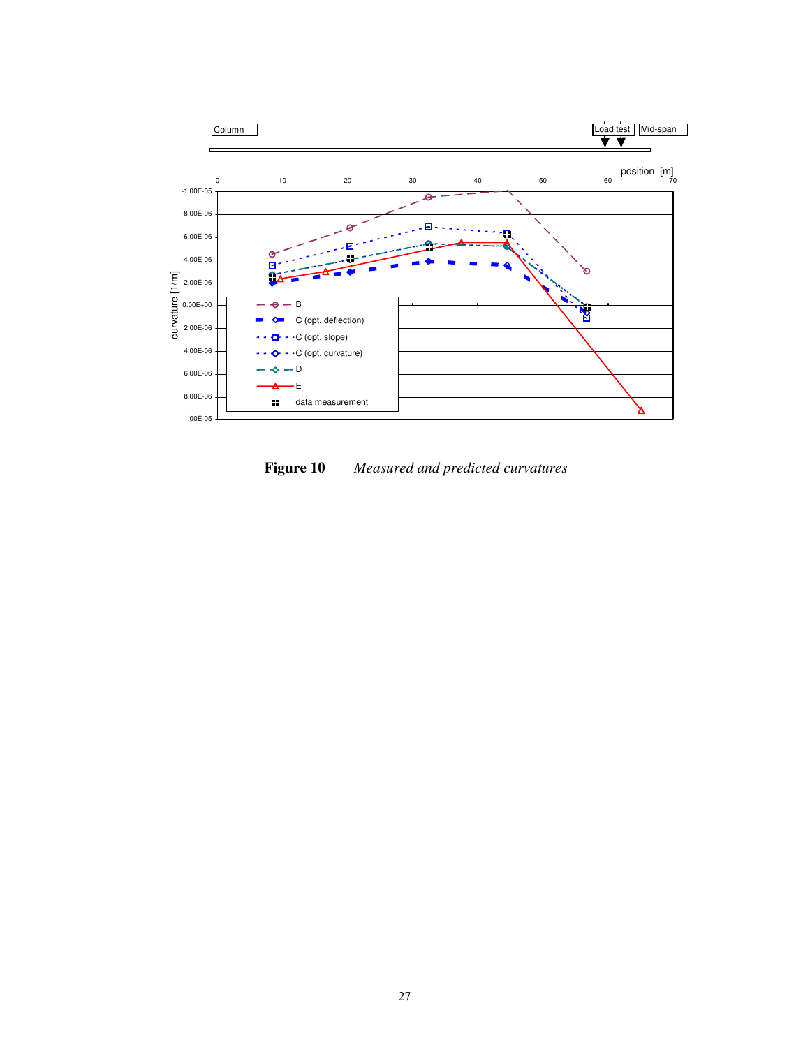**Figure 10** *Measured and predicted curvatures*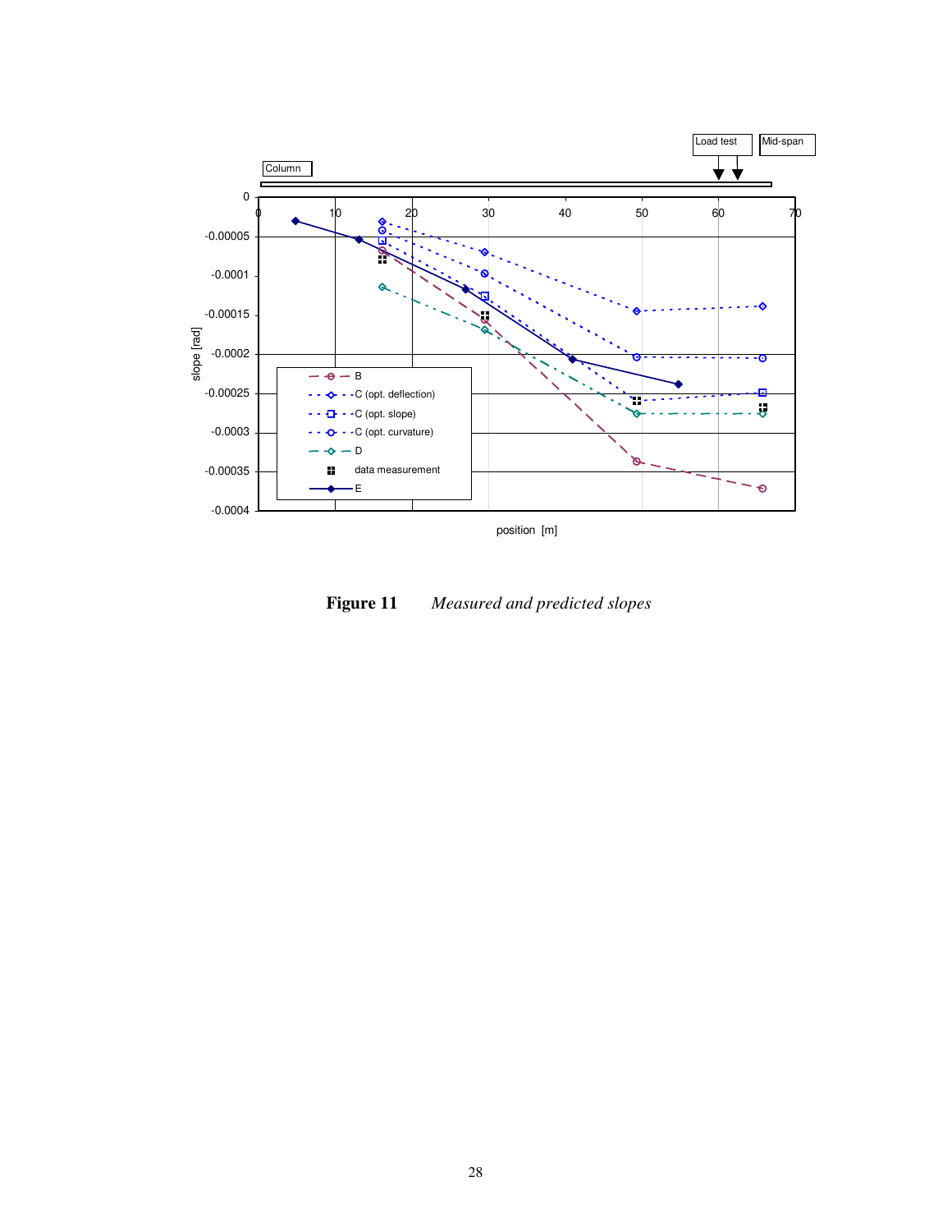Load test

Mid-span

Column

0

0 10 20 30 40 50 60 70

-0.00005

-0.0001

-0.00015

-0.0002

-0.00025

-0.0003

-0.00035

-0.0004

slope [rad]

position [m]

B

C (opt. deflection)

C (opt. slope)

C (opt. curvature)

D

data measurement

E

**Figure 11** *Measured and predicted slopes*